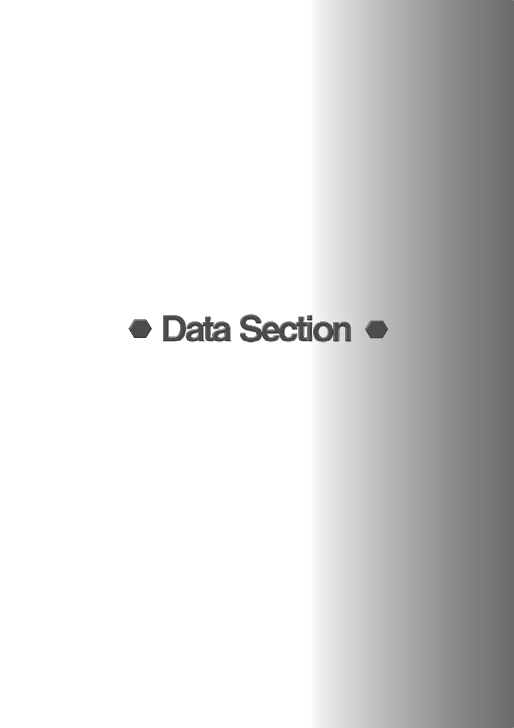# Data Section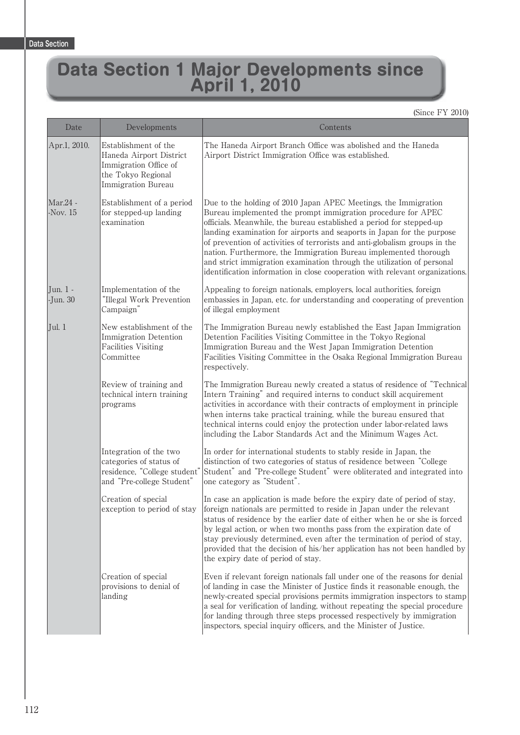Data Section

# Data Section 1 Major Developments since April 1, 2010

(Since FY 2010)

| Date | Developments | Contents |
|---|---|---|
| Apr.1, 2010. | Establishment of the Haneda Airport District Immigration Office of the Tokyo Regional Immigration Bureau | The Haneda Airport Branch Office was abolished and the Haneda Airport District Immigration Office was established. |
| Mar.24 - -Nov. 15 | Establishment of a period for stepped-up landing examination | Due to the holding of 2010 Japan APEC Meetings, the Immigration Bureau implemented the prompt immigration procedure for APEC officials. Meanwhile, the bureau established a period for stepped-up landing examination for airports and seaports in Japan for the purpose of prevention of activities of terrorists and anti-globalism groups in the nation. Furthermore, the Immigration Bureau implemented thorough and strict immigration examination through the utilization of personal identification information in close cooperation with relevant organizations. |
| Jun. 1 - -Jun. 30 | Implementation of the "Illegal Work Prevention Campaign" | Appealing to foreign nationals, employers, local authorities, foreign embassies in Japan, etc. for understanding and cooperating of prevention of illegal employment |
| Jul. 1 | New establishment of the Immigration Detention Facilities Visiting Committee | The Immigration Bureau newly established the East Japan Immigration Detention Facilities Visiting Committee in the Tokyo Regional Immigration Bureau and the West Japan Immigration Detention Facilities Visiting Committee in the Osaka Regional Immigration Bureau respectively. |
| | Review of training and technical intern training programs | The Immigration Bureau newly created a status of residence of "Technical Intern Training" and required interns to conduct skill acquirement activities in accordance with their contracts of employment in principle when interns take practical training, while the bureau ensured that technical interns could enjoy the protection under labor-related laws including the Labor Standards Act and the Minimum Wages Act. |
| | Integration of the two categories of status of residence, "College student" and "Pre-college Student" | In order for international students to stably reside in Japan, the distinction of two categories of status of residence between "College Student" and "Pre-college Student" were obliterated and integrated into one category as "Student". |
| | Creation of special exception to period of stay | In case an application is made before the expiry date of period of stay, foreign nationals are permitted to reside in Japan under the relevant status of residence by the earlier date of either when he or she is forced by legal action, or when two months pass from the expiration date of stay previously determined, even after the termination of period of stay, provided that the decision of his/her application has not been handled by the expiry date of period of stay. |
| | Creation of special provisions to denial of landing | Even if relevant foreign nationals fall under one of the reasons for denial of landing in case the Minister of Justice finds it reasonable enough, the newly-created special provisions permits immigration inspectors to stamp a seal for verification of landing, without repeating the special procedure for landing through three steps processed respectively by immigration inspectors, special inquiry officers, and the Minister of Justice. |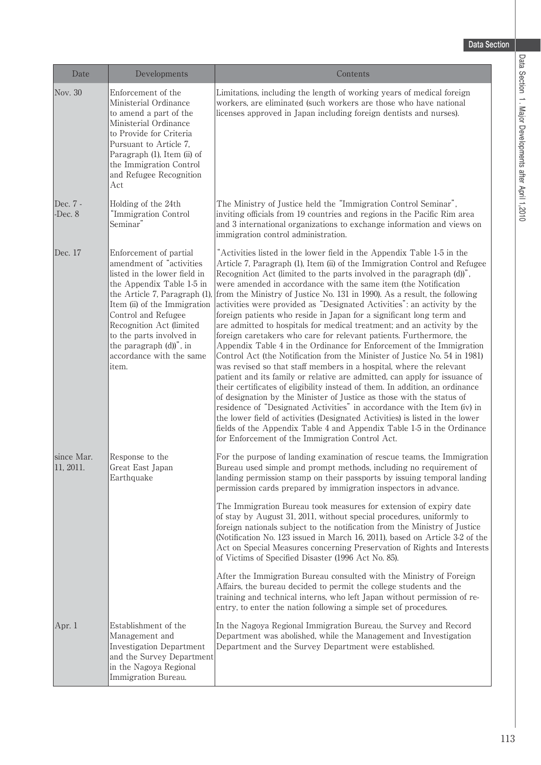| Date | Developments | Contents |
|---|---|---|
| Nov. 30 | Enforcement of the Ministerial Ordinance to amend a part of the Ministerial Ordinance to Provide for Criteria Pursuant to Article 7, Paragraph (1), Item (ii) of the Immigration Control and Refugee Recognition Act | Limitations, including the length of working years of medical foreign workers, are eliminated (such workers are those who have national licenses approved in Japan including foreign dentists and nurses). |
| Dec. 7 -Dec. 8 | Holding of the 24th "Immigration Control Seminar" | The Ministry of Justice held the "Immigration Control Seminar", inviting officials from 19 countries and regions in the Pacific Rim area and 3 international organizations to exchange information and views on immigration control administration. |
| Dec. 17 | Enforcement of partial amendment of "activities listed in the lower field in the Appendix Table 1-5 in the Article 7, Paragraph (1), Item (ii) of the Immigration Control and Refugee Recognition Act (limited to the parts involved in the paragraph (d))", in accordance with the same item. | "Activities listed in the lower field in the Appendix Table 1-5 in the Article 7, Paragraph (1), Item (ii) of the Immigration Control and Refugee Recognition Act (limited to the parts involved in the paragraph (d))", were amended in accordance with the same item (the Notification from the Ministry of Justice No. 131 in 1990). As a result, the following activities were provided as "Designated Activities": an activity by the foreign patients who reside in Japan for a significant long term and are admitted to hospitals for medical treatment; and an activity by the foreign caretakers who care for relevant patients. Furthermore, the Appendix Table 4 in the Ordinance for Enforcement of the Immigration Control Act (the Notification from the Minister of Justice No. 54 in 1981) was revised so that staff members in a hospital, where the relevant patient and its family or relative are admitted, can apply for issuance of their certificates of eligibility instead of them. In addition, an ordinance of designation by the Minister of Justice as those with the status of residence of "Designated Activities" in accordance with the Item (iv) in the lower field of activities (Designated Activities) is listed in the lower fields of the Appendix Table 4 and Appendix Table 1-5 in the Ordinance for Enforcement of the Immigration Control Act. |
| since Mar. 11, 2011. | Response to the Great East Japan Earthquake | For the purpose of landing examination of rescue teams, the Immigration Bureau used simple and prompt methods, including no requirement of landing permission stamp on their passports by issuing temporal landing permission cards prepared by immigration inspectors in advance.<br><br>The Immigration Bureau took measures for extension of expiry date of stay by August 31, 2011, without special procedures, uniformly to foreign nationals subject to the notification from the Ministry of Justice (Notification No. 123 issued in March 16, 2011), based on Article 3-2 of the Act on Special Measures concerning Preservation of Rights and Interests of Victims of Specified Disaster (1996 Act No. 85).<br><br>After the Immigration Bureau consulted with the Ministry of Foreign Affairs, the bureau decided to permit the college students and the training and technical interns, who left Japan without permission of re-entry, to enter the nation following a simple set of procedures. |
| Apr. 1 | Establishment of the Management and Investigation Department and the Survey Department in the Nagoya Regional Immigration Bureau. | In the Nagoya Regional Immigration Bureau, the Survey and Record Department was abolished, while the Management and Investigation Department and the Survey Department were established. |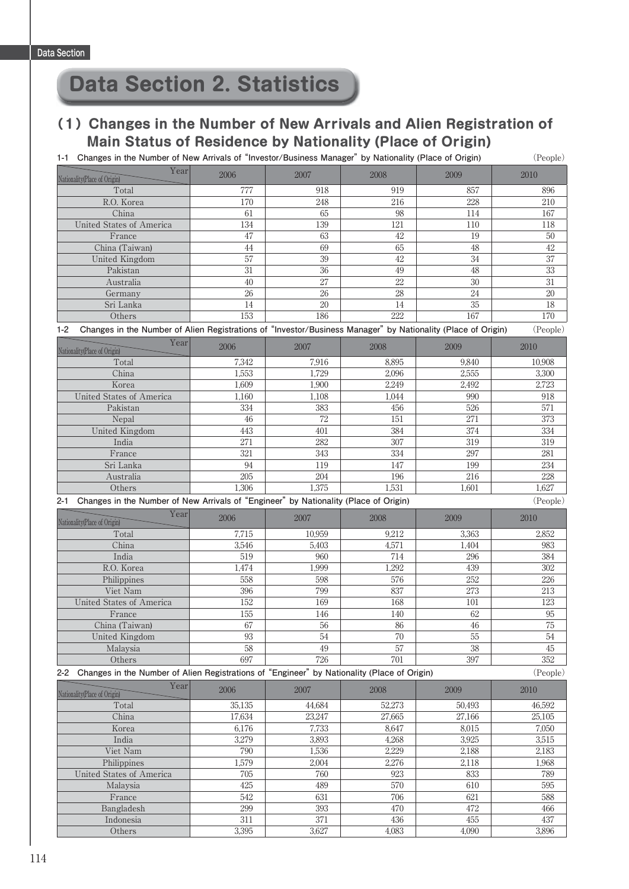Data Section

# Data Section 2. Statistics

## (1) Changes in the Number of New Arrivals and Alien Registration of Main Status of Residence by Nationality (Place of Origin)

**1-1 Changes in the Number of New Arrivals of "Investor/Business Manager" by Nationality (Place of Origin)** (People)

| Nationality(Place of Origin) / Year | 2006 | 2007 | 2008 | 2009 | 2010 |
|---|---|---|---|---|---|
| Total | 777 | 918 | 919 | 857 | 896 |
| R.O. Korea | 170 | 248 | 216 | 228 | 210 |
| China | 61 | 65 | 98 | 114 | 167 |
| United States of America | 134 | 139 | 121 | 110 | 118 |
| France | 47 | 63 | 42 | 19 | 50 |
| China (Taiwan) | 44 | 69 | 65 | 48 | 42 |
| United Kingdom | 57 | 39 | 42 | 34 | 37 |
| Pakistan | 31 | 36 | 49 | 48 | 33 |
| Australia | 40 | 27 | 22 | 30 | 31 |
| Germany | 26 | 26 | 28 | 24 | 20 |
| Sri Lanka | 14 | 20 | 14 | 35 | 18 |
| Others | 153 | 186 | 222 | 167 | 170 |

**1-2 Changes in the Number of Alien Registrations of "Investor/Business Manager" by Nationality (Place of Origin)** (People)

| Nationality(Place of Origin) / Year | 2006 | 2007 | 2008 | 2009 | 2010 |
|---|---|---|---|---|---|
| Total | 7,342 | 7,916 | 8,895 | 9,840 | 10,908 |
| China | 1,553 | 1,729 | 2,096 | 2,555 | 3,300 |
| Korea | 1,609 | 1,900 | 2,249 | 2,492 | 2,723 |
| United States of America | 1,160 | 1,108 | 1,044 | 990 | 918 |
| Pakistan | 334 | 383 | 456 | 526 | 571 |
| Nepal | 46 | 72 | 151 | 271 | 373 |
| United Kingdom | 443 | 401 | 384 | 374 | 334 |
| India | 271 | 282 | 307 | 319 | 319 |
| France | 321 | 343 | 334 | 297 | 281 |
| Sri Lanka | 94 | 119 | 147 | 199 | 234 |
| Australia | 205 | 204 | 196 | 216 | 228 |
| Others | 1,306 | 1,375 | 1,531 | 1,601 | 1,627 |

**2-1 Changes in the Number of New Arrivals of "Engineer" by Nationality (Place of Origin)** (People)

| Nationality(Place of Origin) / Year | 2006 | 2007 | 2008 | 2009 | 2010 |
|---|---|---|---|---|---|
| Total | 7,715 | 10,959 | 9,212 | 3,363 | 2,852 |
| China | 3,546 | 5,403 | 4,571 | 1,404 | 983 |
| India | 519 | 960 | 714 | 296 | 384 |
| R.O. Korea | 1,474 | 1,999 | 1,292 | 439 | 302 |
| Philippines | 558 | 598 | 576 | 252 | 226 |
| Viet Nam | 396 | 799 | 837 | 273 | 213 |
| United States of America | 152 | 169 | 168 | 101 | 123 |
| France | 155 | 146 | 140 | 62 | 95 |
| China (Taiwan) | 67 | 56 | 86 | 46 | 75 |
| United Kingdom | 93 | 54 | 70 | 55 | 54 |
| Malaysia | 58 | 49 | 57 | 38 | 45 |
| Others | 697 | 726 | 701 | 397 | 352 |

**2-2 Changes in the Number of Alien Registrations of "Engineer" by Nationality (Place of Origin)** (People)

| Nationality(Place of Origin) / Year | 2006 | 2007 | 2008 | 2009 | 2010 |
|---|---|---|---|---|---|
| Total | 35,135 | 44,684 | 52,273 | 50,493 | 46,592 |
| China | 17,634 | 23,247 | 27,665 | 27,166 | 25,105 |
| Korea | 6,176 | 7,733 | 8,647 | 8,015 | 7,050 |
| India | 3,279 | 3,893 | 4,268 | 3,925 | 3,515 |
| Viet Nam | 790 | 1,536 | 2,229 | 2,188 | 2,183 |
| Philippines | 1,579 | 2,004 | 2,276 | 2,118 | 1,968 |
| United States of America | 705 | 760 | 923 | 833 | 789 |
| Malaysia | 425 | 489 | 570 | 610 | 595 |
| France | 542 | 631 | 706 | 621 | 588 |
| Bangladesh | 299 | 393 | 470 | 472 | 466 |
| Indonesia | 311 | 371 | 436 | 455 | 437 |
| Others | 3,395 | 3,627 | 4,083 | 4,090 | 3,896 |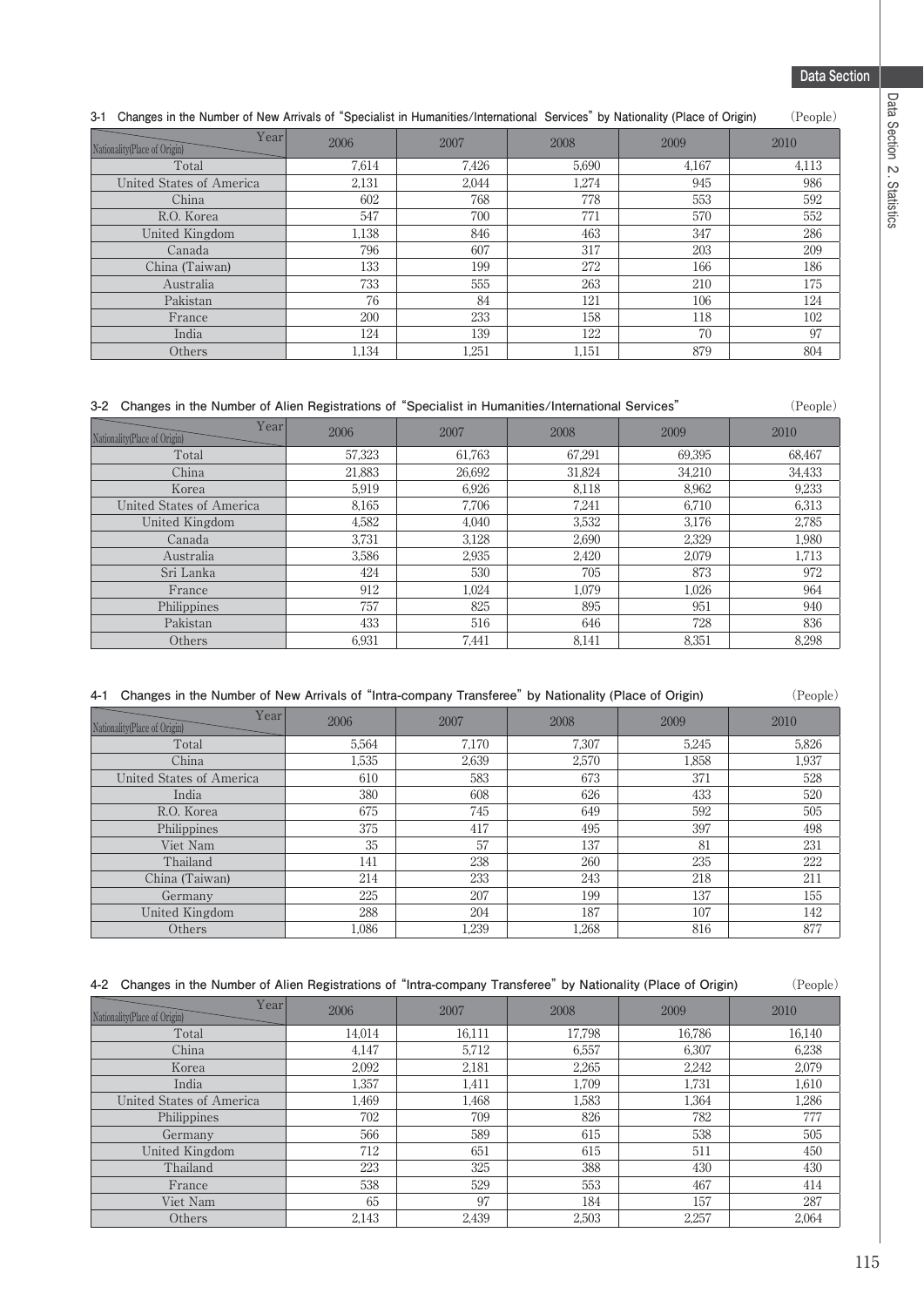### 3-1 Changes in the Number of New Arrivals of "Specialist in Humanities/International Services" by Nationality (Place of Origin)

(People)

| Nationality(Place of Origin) \ Year | 2006 | 2007 | 2008 | 2009 | 2010 |
|---|---|---|---|---|---|
| Total | 7,614 | 7,426 | 5,690 | 4,167 | 4,113 |
| United States of America | 2,131 | 2,044 | 1,274 | 945 | 986 |
| China | 602 | 768 | 778 | 553 | 592 |
| R.O. Korea | 547 | 700 | 771 | 570 | 552 |
| United Kingdom | 1,138 | 846 | 463 | 347 | 286 |
| Canada | 796 | 607 | 317 | 203 | 209 |
| China (Taiwan) | 133 | 199 | 272 | 166 | 186 |
| Australia | 733 | 555 | 263 | 210 | 175 |
| Pakistan | 76 | 84 | 121 | 106 | 124 |
| France | 200 | 233 | 158 | 118 | 102 |
| India | 124 | 139 | 122 | 70 | 97 |
| Others | 1,134 | 1,251 | 1,151 | 879 | 804 |

### 3-2 Changes in the Number of Alien Registrations of "Specialist in Humanities/International Services"

(People)

| Nationality(Place of Origin) \ Year | 2006 | 2007 | 2008 | 2009 | 2010 |
|---|---|---|---|---|---|
| Total | 57,323 | 61,763 | 67,291 | 69,395 | 68,467 |
| China | 21,883 | 26,692 | 31,824 | 34,210 | 34,433 |
| Korea | 5,919 | 6,926 | 8,118 | 8,962 | 9,233 |
| United States of America | 8,165 | 7,706 | 7,241 | 6,710 | 6,313 |
| United Kingdom | 4,582 | 4,040 | 3,532 | 3,176 | 2,785 |
| Canada | 3,731 | 3,128 | 2,690 | 2,329 | 1,980 |
| Australia | 3,586 | 2,935 | 2,420 | 2,079 | 1,713 |
| Sri Lanka | 424 | 530 | 705 | 873 | 972 |
| France | 912 | 1,024 | 1,079 | 1,026 | 964 |
| Philippines | 757 | 825 | 895 | 951 | 940 |
| Pakistan | 433 | 516 | 646 | 728 | 836 |
| Others | 6,931 | 7,441 | 8,141 | 8,351 | 8,298 |

### 4-1 Changes in the Number of New Arrivals of "Intra-company Transferee" by Nationality (Place of Origin)

(People)

| Nationality(Place of Origin) \ Year | 2006 | 2007 | 2008 | 2009 | 2010 |
|---|---|---|---|---|---|
| Total | 5,564 | 7,170 | 7,307 | 5,245 | 5,826 |
| China | 1,535 | 2,639 | 2,570 | 1,858 | 1,937 |
| United States of America | 610 | 583 | 673 | 371 | 528 |
| India | 380 | 608 | 626 | 433 | 520 |
| R.O. Korea | 675 | 745 | 649 | 592 | 505 |
| Philippines | 375 | 417 | 495 | 397 | 498 |
| Viet Nam | 35 | 57 | 137 | 81 | 231 |
| Thailand | 141 | 238 | 260 | 235 | 222 |
| China (Taiwan) | 214 | 233 | 243 | 218 | 211 |
| Germany | 225 | 207 | 199 | 137 | 155 |
| United Kingdom | 288 | 204 | 187 | 107 | 142 |
| Others | 1,086 | 1,239 | 1,268 | 816 | 877 |

### 4-2 Changes in the Number of Alien Registrations of "Intra-company Transferee" by Nationality (Place of Origin)

(People)

| Nationality(Place of Origin) \ Year | 2006 | 2007 | 2008 | 2009 | 2010 |
|---|---|---|---|---|---|
| Total | 14,014 | 16,111 | 17,798 | 16,786 | 16,140 |
| China | 4,147 | 5,712 | 6,557 | 6,307 | 6,238 |
| Korea | 2,092 | 2,181 | 2,265 | 2,242 | 2,079 |
| India | 1,357 | 1,411 | 1,709 | 1,731 | 1,610 |
| United States of America | 1,469 | 1,468 | 1,583 | 1,364 | 1,286 |
| Philippines | 702 | 709 | 826 | 782 | 777 |
| Germany | 566 | 589 | 615 | 538 | 505 |
| United Kingdom | 712 | 651 | 615 | 511 | 450 |
| Thailand | 223 | 325 | 388 | 430 | 430 |
| France | 538 | 529 | 553 | 467 | 414 |
| Viet Nam | 65 | 97 | 184 | 157 | 287 |
| Others | 2,143 | 2,439 | 2,503 | 2,257 | 2,064 |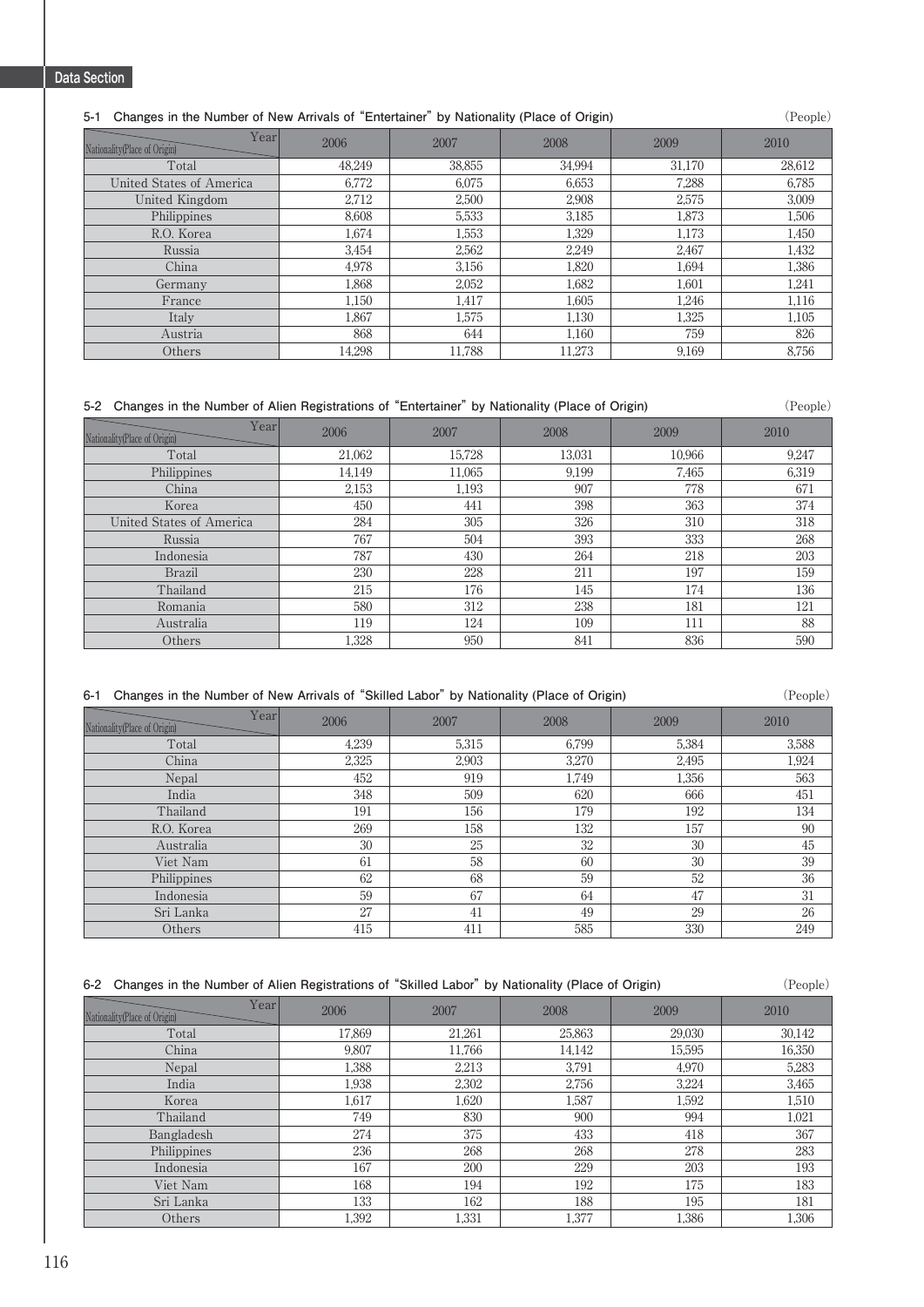Data Section

#### 5-1 Changes in the Number of New Arrivals of "Entertainer" by Nationality (Place of Origin)

(People)

| Nationality(Place of Origin) / Year | 2006 | 2007 | 2008 | 2009 | 2010 |
|---|---|---|---|---|---|
| Total | 48,249 | 38,855 | 34,994 | 31,170 | 28,612 |
| United States of America | 6,772 | 6,075 | 6,653 | 7,288 | 6,785 |
| United Kingdom | 2,712 | 2,500 | 2,908 | 2,575 | 3,009 |
| Philippines | 8,608 | 5,533 | 3,185 | 1,873 | 1,506 |
| R.O. Korea | 1,674 | 1,553 | 1,329 | 1,173 | 1,450 |
| Russia | 3,454 | 2,562 | 2,249 | 2,467 | 1,432 |
| China | 4,978 | 3,156 | 1,820 | 1,694 | 1,386 |
| Germany | 1,868 | 2,052 | 1,682 | 1,601 | 1,241 |
| France | 1,150 | 1,417 | 1,605 | 1,246 | 1,116 |
| Italy | 1,867 | 1,575 | 1,130 | 1,325 | 1,105 |
| Austria | 868 | 644 | 1,160 | 759 | 826 |
| Others | 14,298 | 11,788 | 11,273 | 9,169 | 8,756 |

#### 5-2 Changes in the Number of Alien Registrations of "Entertainer" by Nationality (Place of Origin)

(People)

| Nationality(Place of Origin) / Year | 2006 | 2007 | 2008 | 2009 | 2010 |
|---|---|---|---|---|---|
| Total | 21,062 | 15,728 | 13,031 | 10,966 | 9,247 |
| Philippines | 14,149 | 11,065 | 9,199 | 7,465 | 6,319 |
| China | 2,153 | 1,193 | 907 | 778 | 671 |
| Korea | 450 | 441 | 398 | 363 | 374 |
| United States of America | 284 | 305 | 326 | 310 | 318 |
| Russia | 767 | 504 | 393 | 333 | 268 |
| Indonesia | 787 | 430 | 264 | 218 | 203 |
| Brazil | 230 | 228 | 211 | 197 | 159 |
| Thailand | 215 | 176 | 145 | 174 | 136 |
| Romania | 580 | 312 | 238 | 181 | 121 |
| Australia | 119 | 124 | 109 | 111 | 88 |
| Others | 1,328 | 950 | 841 | 836 | 590 |

#### 6-1 Changes in the Number of New Arrivals of "Skilled Labor" by Nationality (Place of Origin)

(People)

| Nationality(Place of Origin) / Year | 2006 | 2007 | 2008 | 2009 | 2010 |
|---|---|---|---|---|---|
| Total | 4,239 | 5,315 | 6,799 | 5,384 | 3,588 |
| China | 2,325 | 2,903 | 3,270 | 2,495 | 1,924 |
| Nepal | 452 | 919 | 1,749 | 1,356 | 563 |
| India | 348 | 509 | 620 | 666 | 451 |
| Thailand | 191 | 156 | 179 | 192 | 134 |
| R.O. Korea | 269 | 158 | 132 | 157 | 90 |
| Australia | 30 | 25 | 32 | 30 | 45 |
| Viet Nam | 61 | 58 | 60 | 30 | 39 |
| Philippines | 62 | 68 | 59 | 52 | 36 |
| Indonesia | 59 | 67 | 64 | 47 | 31 |
| Sri Lanka | 27 | 41 | 49 | 29 | 26 |
| Others | 415 | 411 | 585 | 330 | 249 |

#### 6-2 Changes in the Number of Alien Registrations of "Skilled Labor" by Nationality (Place of Origin)

(People)

| Nationality(Place of Origin) / Year | 2006 | 2007 | 2008 | 2009 | 2010 |
|---|---|---|---|---|---|
| Total | 17,869 | 21,261 | 25,863 | 29,030 | 30,142 |
| China | 9,807 | 11,766 | 14,142 | 15,595 | 16,350 |
| Nepal | 1,388 | 2,213 | 3,791 | 4,970 | 5,283 |
| India | 1,938 | 2,302 | 2,756 | 3,224 | 3,465 |
| Korea | 1,617 | 1,620 | 1,587 | 1,592 | 1,510 |
| Thailand | 749 | 830 | 900 | 994 | 1,021 |
| Bangladesh | 274 | 375 | 433 | 418 | 367 |
| Philippines | 236 | 268 | 268 | 278 | 283 |
| Indonesia | 167 | 200 | 229 | 203 | 193 |
| Viet Nam | 168 | 194 | 192 | 175 | 183 |
| Sri Lanka | 133 | 162 | 188 | 195 | 181 |
| Others | 1,392 | 1,331 | 1,377 | 1,386 | 1,306 |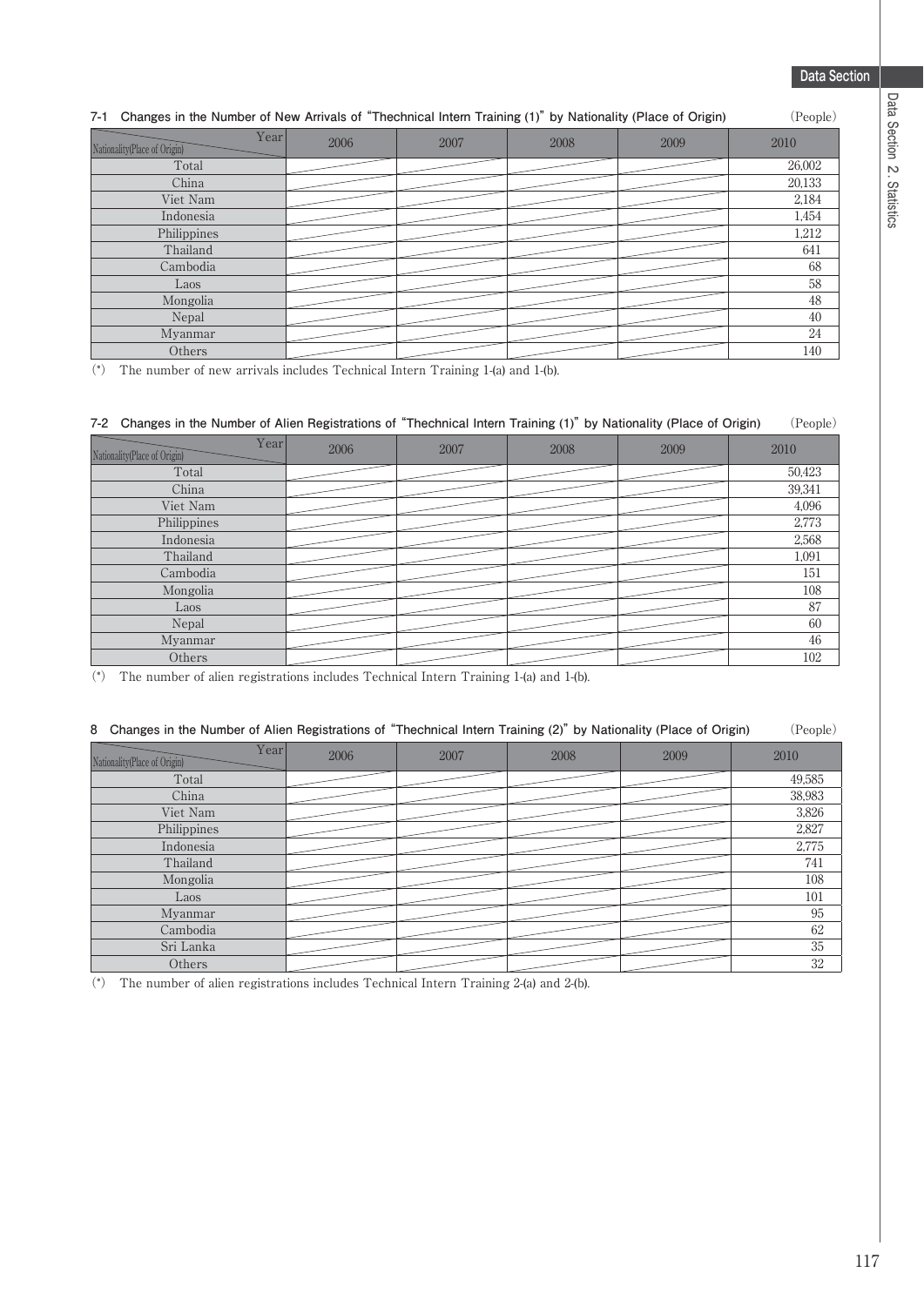### 7-1 Changes in the Number of New Arrivals of "Thechnical Intern Training (1)" by Nationality (Place of Origin)

(People)

| Nationality(Place of Origin) \ Year | 2006 | 2007 | 2008 | 2009 | 2010 |
|---|---|---|---|---|---|
| Total | | | | | 26,002 |
| China | | | | | 20,133 |
| Viet Nam | | | | | 2,184 |
| Indonesia | | | | | 1,454 |
| Philippines | | | | | 1,212 |
| Thailand | | | | | 641 |
| Cambodia | | | | | 68 |
| Laos | | | | | 58 |
| Mongolia | | | | | 48 |
| Nepal | | | | | 40 |
| Myanmar | | | | | 24 |
| Others | | | | | 140 |

(*) The number of new arrivals includes Technical Intern Training 1-(a) and 1-(b).

### 7-2 Changes in the Number of Alien Registrations of "Thechnical Intern Training (1)" by Nationality (Place of Origin)

(People)

| Nationality(Place of Origin) \ Year | 2006 | 2007 | 2008 | 2009 | 2010 |
|---|---|---|---|---|---|
| Total | | | | | 50,423 |
| China | | | | | 39,341 |
| Viet Nam | | | | | 4,096 |
| Philippines | | | | | 2,773 |
| Indonesia | | | | | 2,568 |
| Thailand | | | | | 1,091 |
| Cambodia | | | | | 151 |
| Mongolia | | | | | 108 |
| Laos | | | | | 87 |
| Nepal | | | | | 60 |
| Myanmar | | | | | 46 |
| Others | | | | | 102 |

(*) The number of alien registrations includes Technical Intern Training 1-(a) and 1-(b).

### 8 Changes in the Number of Alien Registrations of "Thechnical Intern Training (2)" by Nationality (Place of Origin)

(People)

| Nationality(Place of Origin) \ Year | 2006 | 2007 | 2008 | 2009 | 2010 |
|---|---|---|---|---|---|
| Total | | | | | 49,585 |
| China | | | | | 38,983 |
| Viet Nam | | | | | 3,826 |
| Philippines | | | | | 2,827 |
| Indonesia | | | | | 2,775 |
| Thailand | | | | | 741 |
| Mongolia | | | | | 108 |
| Laos | | | | | 101 |
| Myanmar | | | | | 95 |
| Cambodia | | | | | 62 |
| Sri Lanka | | | | | 35 |
| Others | | | | | 32 |

(*) The number of alien registrations includes Technical Intern Training 2-(a) and 2-(b).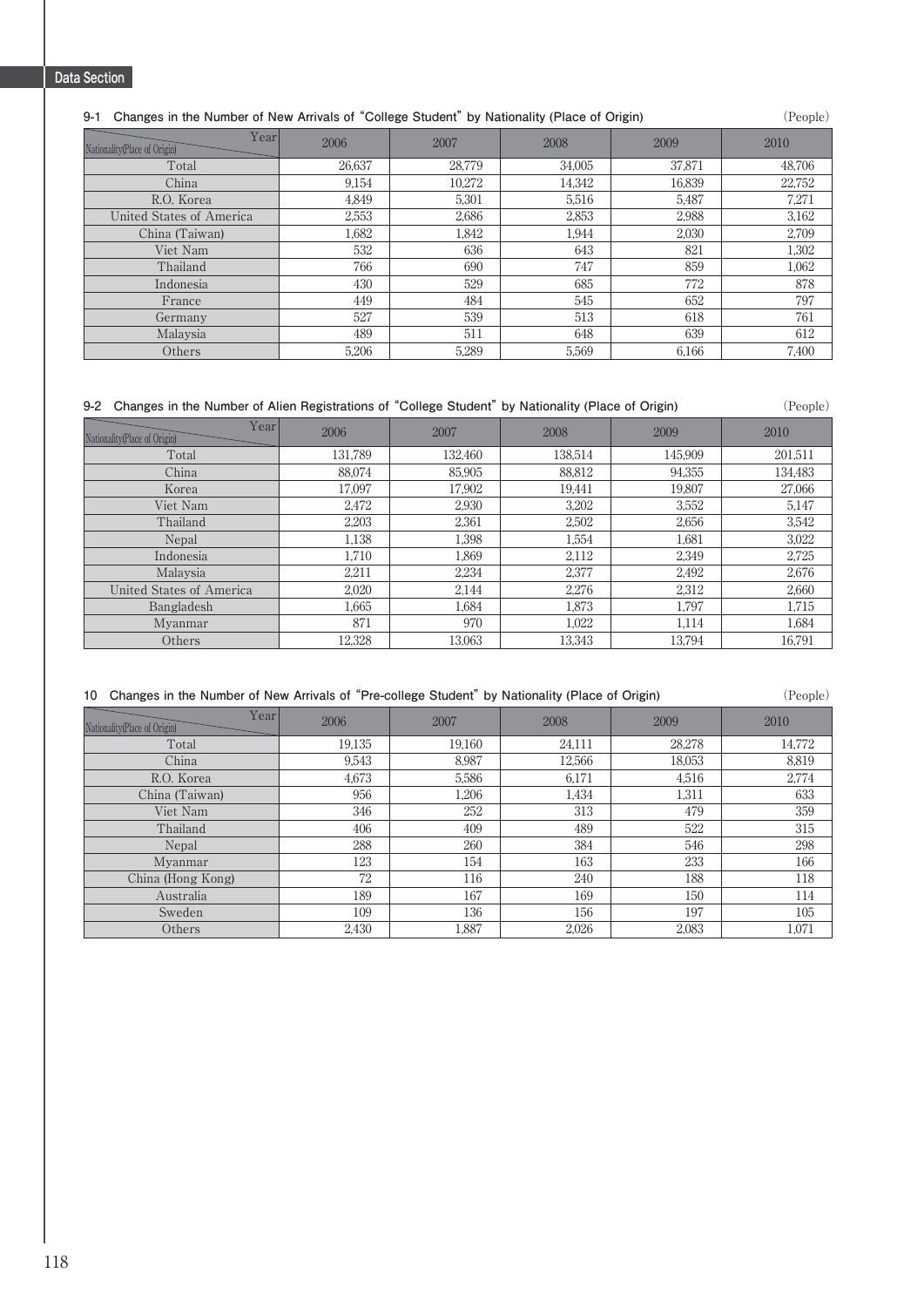Data Section

### 9-1 Changes in the Number of New Arrivals of "College Student" by Nationality (Place of Origin)

(People)

| Nationality(Place of Origin) / Year | 2006 | 2007 | 2008 | 2009 | 2010 |
|---|---|---|---|---|---|
| Total | 26,637 | 28,779 | 34,005 | 37,871 | 48,706 |
| China | 9,154 | 10,272 | 14,342 | 16,839 | 22,752 |
| R.O. Korea | 4,849 | 5,301 | 5,516 | 5,487 | 7,271 |
| United States of America | 2,553 | 2,686 | 2,853 | 2,988 | 3,162 |
| China (Taiwan) | 1,682 | 1,842 | 1,944 | 2,030 | 2,709 |
| Viet Nam | 532 | 636 | 643 | 821 | 1,302 |
| Thailand | 766 | 690 | 747 | 859 | 1,062 |
| Indonesia | 430 | 529 | 685 | 772 | 878 |
| France | 449 | 484 | 545 | 652 | 797 |
| Germany | 527 | 539 | 513 | 618 | 761 |
| Malaysia | 489 | 511 | 648 | 639 | 612 |
| Others | 5,206 | 5,289 | 5,569 | 6,166 | 7,400 |

### 9-2 Changes in the Number of Alien Registrations of "College Student" by Nationality (Place of Origin)

(People)

| Nationality(Place of Origin) / Year | 2006 | 2007 | 2008 | 2009 | 2010 |
|---|---|---|---|---|---|
| Total | 131,789 | 132,460 | 138,514 | 145,909 | 201,511 |
| China | 88,074 | 85,905 | 88,812 | 94,355 | 134,483 |
| Korea | 17,097 | 17,902 | 19,441 | 19,807 | 27,066 |
| Viet Nam | 2,472 | 2,930 | 3,202 | 3,552 | 5,147 |
| Thailand | 2,203 | 2,361 | 2,502 | 2,656 | 3,542 |
| Nepal | 1,138 | 1,398 | 1,554 | 1,681 | 3,022 |
| Indonesia | 1,710 | 1,869 | 2,112 | 2,349 | 2,725 |
| Malaysia | 2,211 | 2,234 | 2,377 | 2,492 | 2,676 |
| United States of America | 2,020 | 2,144 | 2,276 | 2,312 | 2,660 |
| Bangladesh | 1,665 | 1,684 | 1,873 | 1,797 | 1,715 |
| Myanmar | 871 | 970 | 1,022 | 1,114 | 1,684 |
| Others | 12,328 | 13,063 | 13,343 | 13,794 | 16,791 |

### 10 Changes in the Number of New Arrivals of "Pre-college Student" by Nationality (Place of Origin)

(People)

| Nationality(Place of Origin) / Year | 2006 | 2007 | 2008 | 2009 | 2010 |
|---|---|---|---|---|---|
| Total | 19,135 | 19,160 | 24,111 | 28,278 | 14,772 |
| China | 9,543 | 8,987 | 12,566 | 18,053 | 8,819 |
| R.O. Korea | 4,673 | 5,586 | 6,171 | 4,516 | 2,774 |
| China (Taiwan) | 956 | 1,206 | 1,434 | 1,311 | 633 |
| Viet Nam | 346 | 252 | 313 | 479 | 359 |
| Thailand | 406 | 409 | 489 | 522 | 315 |
| Nepal | 288 | 260 | 384 | 546 | 298 |
| Myanmar | 123 | 154 | 163 | 233 | 166 |
| China (Hong Kong) | 72 | 116 | 240 | 188 | 118 |
| Australia | 189 | 167 | 169 | 150 | 114 |
| Sweden | 109 | 136 | 156 | 197 | 105 |
| Others | 2,430 | 1,887 | 2,026 | 2,083 | 1,071 |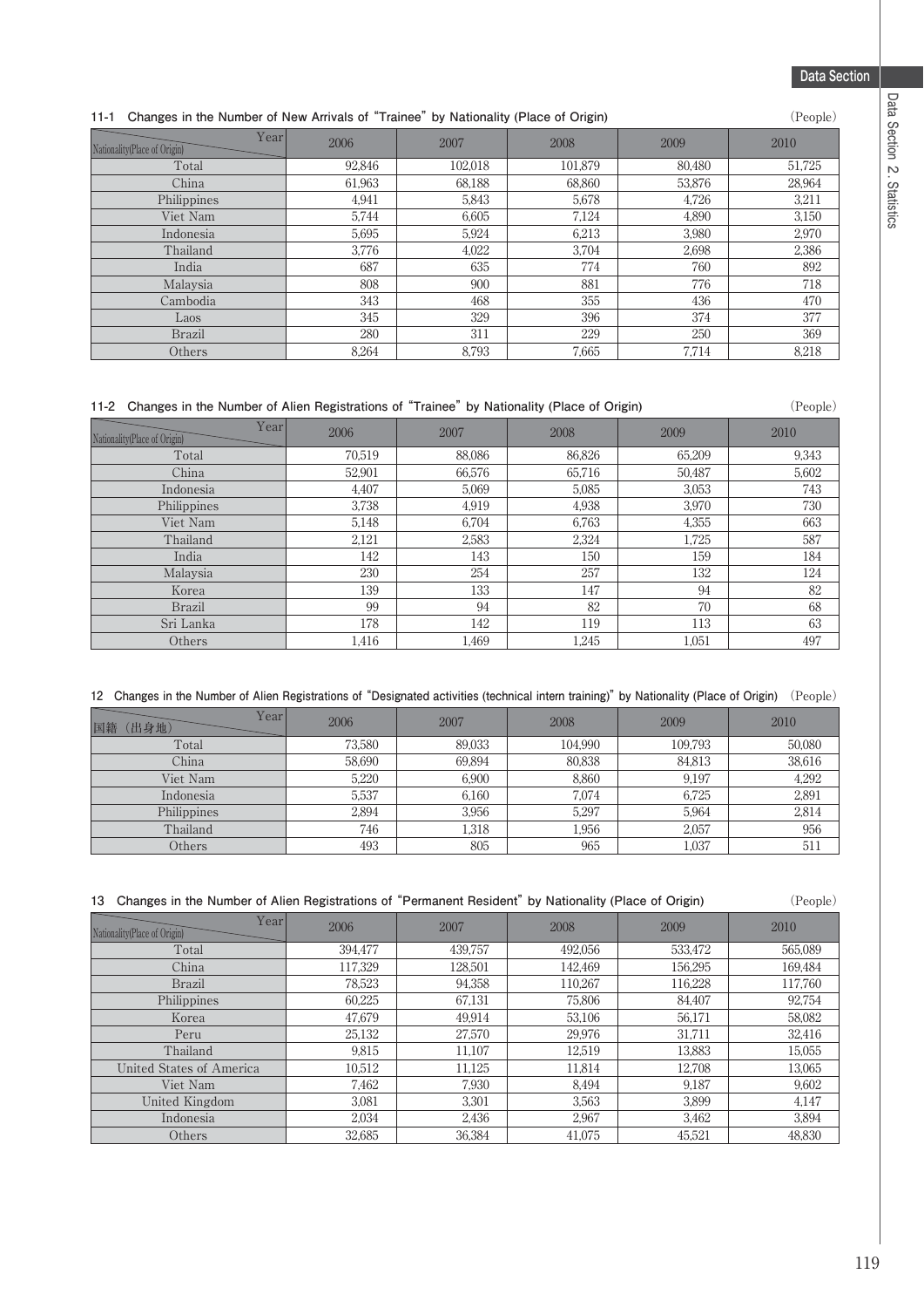### 11-1 Changes in the Number of New Arrivals of "Trainee" by Nationality (Place of Origin)

(People)

| Nationality(Place of Origin) \ Year | 2006 | 2007 | 2008 | 2009 | 2010 |
|---|---|---|---|---|---|
| Total | 92,846 | 102,018 | 101,879 | 80,480 | 51,725 |
| China | 61,963 | 68,188 | 68,860 | 53,876 | 28,964 |
| Philippines | 4,941 | 5,843 | 5,678 | 4,726 | 3,211 |
| Viet Nam | 5,744 | 6,605 | 7,124 | 4,890 | 3,150 |
| Indonesia | 5,695 | 5,924 | 6,213 | 3,980 | 2,970 |
| Thailand | 3,776 | 4,022 | 3,704 | 2,698 | 2,386 |
| India | 687 | 635 | 774 | 760 | 892 |
| Malaysia | 808 | 900 | 881 | 776 | 718 |
| Cambodia | 343 | 468 | 355 | 436 | 470 |
| Laos | 345 | 329 | 396 | 374 | 377 |
| Brazil | 280 | 311 | 229 | 250 | 369 |
| Others | 8,264 | 8,793 | 7,665 | 7,714 | 8,218 |

### 11-2 Changes in the Number of Alien Registrations of "Trainee" by Nationality (Place of Origin)

(People)

| Nationality(Place of Origin) \ Year | 2006 | 2007 | 2008 | 2009 | 2010 |
|---|---|---|---|---|---|
| Total | 70,519 | 88,086 | 86,826 | 65,209 | 9,343 |
| China | 52,901 | 66,576 | 65,716 | 50,487 | 5,602 |
| Indonesia | 4,407 | 5,069 | 5,085 | 3,053 | 743 |
| Philippines | 3,738 | 4,919 | 4,938 | 3,970 | 730 |
| Viet Nam | 5,148 | 6,704 | 6,763 | 4,355 | 663 |
| Thailand | 2,121 | 2,583 | 2,324 | 1,725 | 587 |
| India | 142 | 143 | 150 | 159 | 184 |
| Malaysia | 230 | 254 | 257 | 132 | 124 |
| Korea | 139 | 133 | 147 | 94 | 82 |
| Brazil | 99 | 94 | 82 | 70 | 68 |
| Sri Lanka | 178 | 142 | 119 | 113 | 63 |
| Others | 1,416 | 1,469 | 1,245 | 1,051 | 497 |

### 12 Changes in the Number of Alien Registrations of "Designated activities (technical intern training)" by Nationality (Place of Origin)

(People)

| 国籍（出身地） \ Year | 2006 | 2007 | 2008 | 2009 | 2010 |
|---|---|---|---|---|---|
| Total | 73,580 | 89,033 | 104,990 | 109,793 | 50,080 |
| China | 58,690 | 69,894 | 80,838 | 84,813 | 38,616 |
| Viet Nam | 5,220 | 6,900 | 8,860 | 9,197 | 4,292 |
| Indonesia | 5,537 | 6,160 | 7,074 | 6,725 | 2,891 |
| Philippines | 2,894 | 3,956 | 5,297 | 5,964 | 2,814 |
| Thailand | 746 | 1,318 | 1,956 | 2,057 | 956 |
| Others | 493 | 805 | 965 | 1,037 | 511 |

### 13 Changes in the Number of Alien Registrations of "Permanent Resident" by Nationality (Place of Origin)

(People)

| Nationality(Place of Origin) \ Year | 2006 | 2007 | 2008 | 2009 | 2010 |
|---|---|---|---|---|---|
| Total | 394,477 | 439,757 | 492,056 | 533,472 | 565,089 |
| China | 117,329 | 128,501 | 142,469 | 156,295 | 169,484 |
| Brazil | 78,523 | 94,358 | 110,267 | 116,228 | 117,760 |
| Philippines | 60,225 | 67,131 | 75,806 | 84,407 | 92,754 |
| Korea | 47,679 | 49,914 | 53,106 | 56,171 | 58,082 |
| Peru | 25,132 | 27,570 | 29,976 | 31,711 | 32,416 |
| Thailand | 9,815 | 11,107 | 12,519 | 13,883 | 15,055 |
| United States of America | 10,512 | 11,125 | 11,814 | 12,708 | 13,065 |
| Viet Nam | 7,462 | 7,930 | 8,494 | 9,187 | 9,602 |
| United Kingdom | 3,081 | 3,301 | 3,563 | 3,899 | 4,147 |
| Indonesia | 2,034 | 2,436 | 2,967 | 3,462 | 3,894 |
| Others | 32,685 | 36,384 | 41,075 | 45,521 | 48,830 |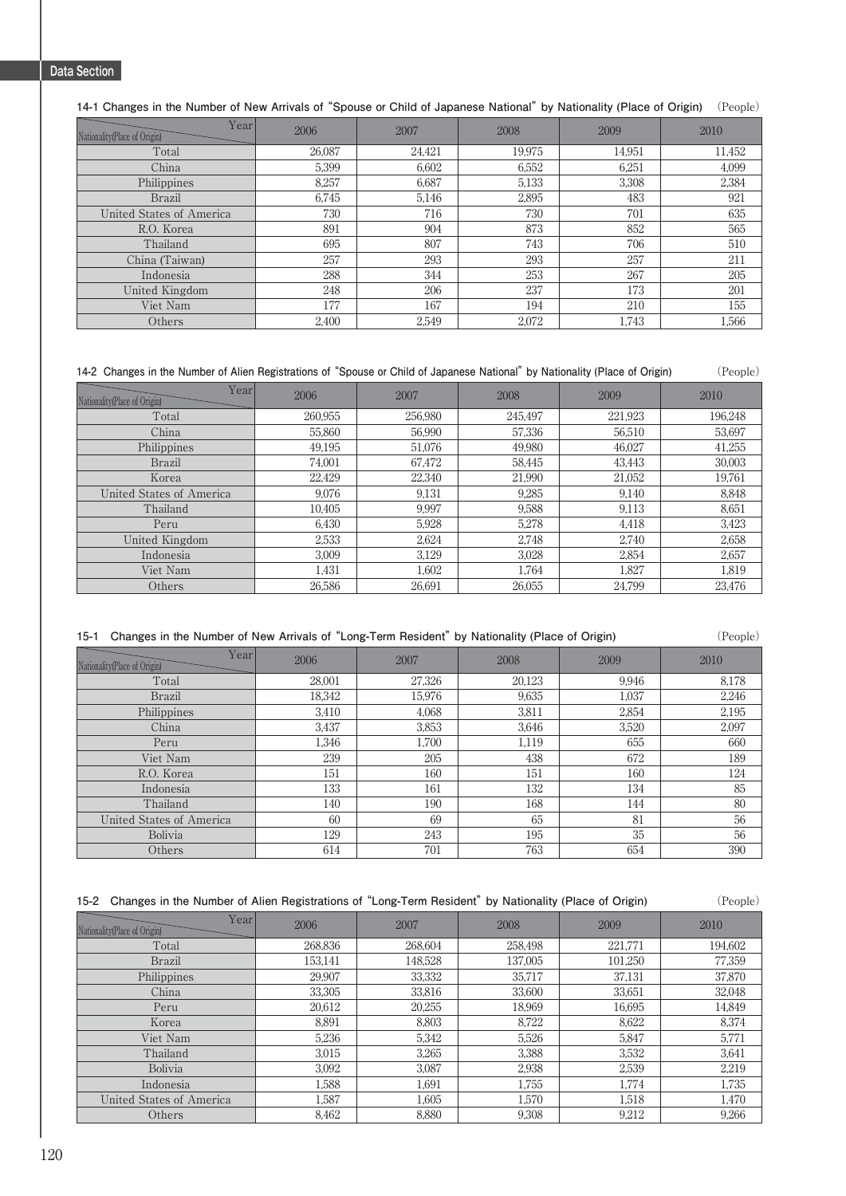Data Section

**14-1 Changes in the Number of New Arrivals of "Spouse or Child of Japanese National" by Nationality (Place of Origin)** (People)

| Nationality(Place of Origin) \ Year | 2006 | 2007 | 2008 | 2009 | 2010 |
|---|---|---|---|---|---|
| Total | 26,087 | 24,421 | 19,975 | 14,951 | 11,452 |
| China | 5,399 | 6,602 | 6,552 | 6,251 | 4,099 |
| Philippines | 8,257 | 6,687 | 5,133 | 3,308 | 2,384 |
| Brazil | 6,745 | 5,146 | 2,895 | 483 | 921 |
| United States of America | 730 | 716 | 730 | 701 | 635 |
| R.O. Korea | 891 | 904 | 873 | 852 | 565 |
| Thailand | 695 | 807 | 743 | 706 | 510 |
| China (Taiwan) | 257 | 293 | 293 | 257 | 211 |
| Indonesia | 288 | 344 | 253 | 267 | 205 |
| United Kingdom | 248 | 206 | 237 | 173 | 201 |
| Viet Nam | 177 | 167 | 194 | 210 | 155 |
| Others | 2,400 | 2,549 | 2,072 | 1,743 | 1,566 |

**14-2 Changes in the Number of Alien Registrations of "Spouse or Child of Japanese National" by Nationality (Place of Origin)** (People)

| Nationality(Place of Origin) \ Year | 2006 | 2007 | 2008 | 2009 | 2010 |
|---|---|---|---|---|---|
| Total | 260,955 | 256,980 | 245,497 | 221,923 | 196,248 |
| China | 55,860 | 56,990 | 57,336 | 56,510 | 53,697 |
| Philippines | 49,195 | 51,076 | 49,980 | 46,027 | 41,255 |
| Brazil | 74,001 | 67,472 | 58,445 | 43,443 | 30,003 |
| Korea | 22,429 | 22,340 | 21,990 | 21,052 | 19,761 |
| United States of America | 9,076 | 9,131 | 9,285 | 9,140 | 8,848 |
| Thailand | 10,405 | 9,997 | 9,588 | 9,113 | 8,651 |
| Peru | 6,430 | 5,928 | 5,278 | 4,418 | 3,423 |
| United Kingdom | 2,533 | 2,624 | 2,748 | 2,740 | 2,658 |
| Indonesia | 3,009 | 3,129 | 3,028 | 2,854 | 2,657 |
| Viet Nam | 1,431 | 1,602 | 1,764 | 1,827 | 1,819 |
| Others | 26,586 | 26,691 | 26,055 | 24,799 | 23,476 |

**15-1 Changes in the Number of New Arrivals of "Long-Term Resident" by Nationality (Place of Origin)** (People)

| Nationality(Place of Origin) \ Year | 2006 | 2007 | 2008 | 2009 | 2010 |
|---|---|---|---|---|---|
| Total | 28,001 | 27,326 | 20,123 | 9,946 | 8,178 |
| Brazil | 18,342 | 15,976 | 9,635 | 1,037 | 2,246 |
| Philippines | 3,410 | 4,068 | 3,811 | 2,854 | 2,195 |
| China | 3,437 | 3,853 | 3,646 | 3,520 | 2,097 |
| Peru | 1,346 | 1,700 | 1,119 | 655 | 660 |
| Viet Nam | 239 | 205 | 438 | 672 | 189 |
| R.O. Korea | 151 | 160 | 151 | 160 | 124 |
| Indonesia | 133 | 161 | 132 | 134 | 85 |
| Thailand | 140 | 190 | 168 | 144 | 80 |
| United States of America | 60 | 69 | 65 | 81 | 56 |
| Bolivia | 129 | 243 | 195 | 35 | 56 |
| Others | 614 | 701 | 763 | 654 | 390 |

**15-2 Changes in the Number of Alien Registrations of "Long-Term Resident" by Nationality (Place of Origin)** (People)

| Nationality(Place of Origin) \ Year | 2006 | 2007 | 2008 | 2009 | 2010 |
|---|---|---|---|---|---|
| Total | 268,836 | 268,604 | 258,498 | 221,771 | 194,602 |
| Brazil | 153,141 | 148,528 | 137,005 | 101,250 | 77,359 |
| Philippines | 29,907 | 33,332 | 35,717 | 37,131 | 37,870 |
| China | 33,305 | 33,816 | 33,600 | 33,651 | 32,048 |
| Peru | 20,612 | 20,255 | 18,969 | 16,695 | 14,849 |
| Korea | 8,891 | 8,803 | 8,722 | 8,622 | 8,374 |
| Viet Nam | 5,236 | 5,342 | 5,526 | 5,847 | 5,771 |
| Thailand | 3,015 | 3,265 | 3,388 | 3,532 | 3,641 |
| Bolivia | 3,092 | 3,087 | 2,938 | 2,539 | 2,219 |
| Indonesia | 1,588 | 1,691 | 1,755 | 1,774 | 1,735 |
| United States of America | 1,587 | 1,605 | 1,570 | 1,518 | 1,470 |
| Others | 8,462 | 8,880 | 9,308 | 9,212 | 9,266 |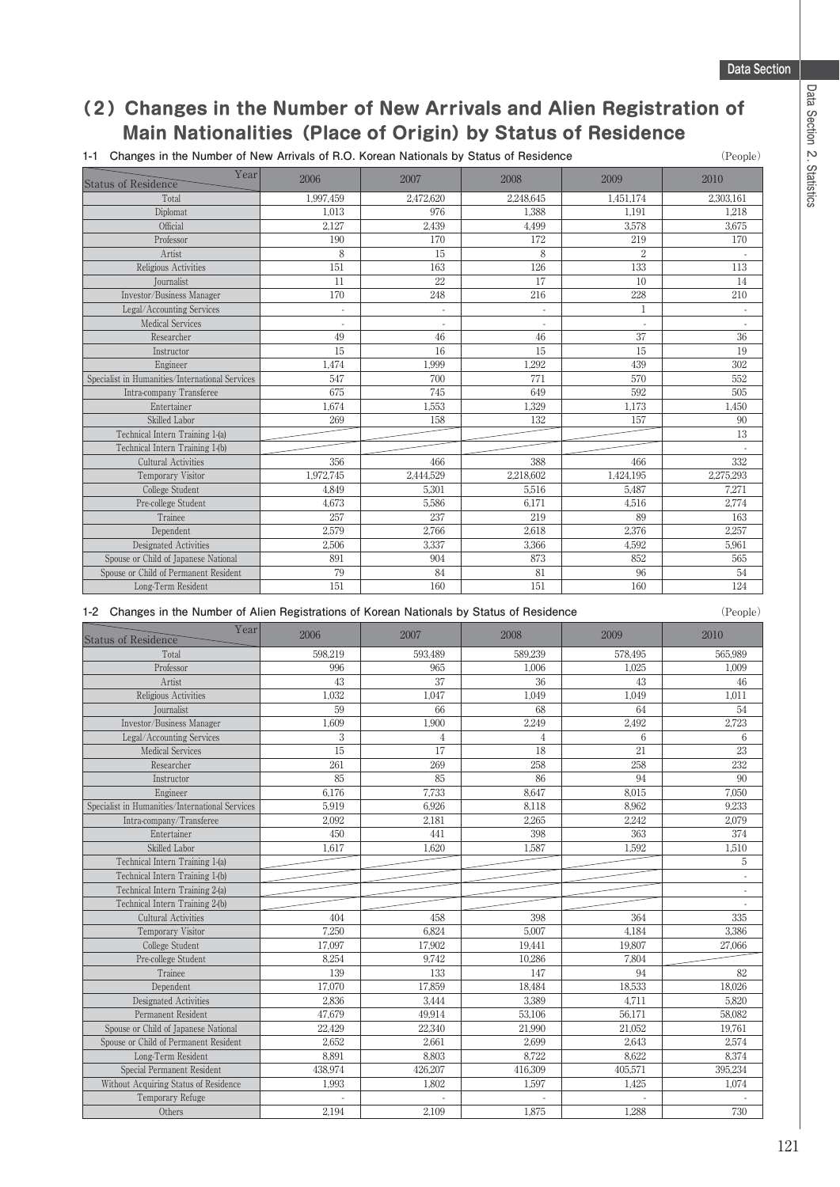## (2) Changes in the Number of New Arrivals and Alien Registration of Main Nationalities (Place of Origin) by Status of Residence

### 1-1 Changes in the Number of New Arrivals of R.O. Korean Nationals by Status of Residence

(People)

| Status of Residence / Year | 2006 | 2007 | 2008 | 2009 | 2010 |
|---|---|---|---|---|---|
| Total | 1,997,459 | 2,472,620 | 2,248,645 | 1,451,174 | 2,303,161 |
| Diplomat | 1,013 | 976 | 1,388 | 1,191 | 1,218 |
| Official | 2,127 | 2,439 | 4,499 | 3,578 | 3,675 |
| Professor | 190 | 170 | 172 | 219 | 170 |
| Artist | 8 | 15 | 8 | 2 | - |
| Religious Activities | 151 | 163 | 126 | 133 | 113 |
| Journalist | 11 | 22 | 17 | 10 | 14 |
| Investor/Business Manager | 170 | 248 | 216 | 228 | 210 |
| Legal/Accounting Services | - | - | - | 1 | - |
| Medical Services | - | - | - | - | - |
| Researcher | 49 | 46 | 46 | 37 | 36 |
| Instructor | 15 | 16 | 15 | 15 | 19 |
| Engineer | 1,474 | 1,999 | 1,292 | 439 | 302 |
| Specialist in Humanities/International Services | 547 | 700 | 771 | 570 | 552 |
| Intra-company Transferee | 675 | 745 | 649 | 592 | 505 |
| Entertainer | 1,674 | 1,553 | 1,329 | 1,173 | 1,450 |
| Skilled Labor | 269 | 158 | 132 | 157 | 90 |
| Technical Intern Training 1-(a) | | | | | 13 |
| Technical Intern Training 1-(b) | | | | | - |
| Cultural Activities | 356 | 466 | 388 | 466 | 332 |
| Temporary Visitor | 1,972,745 | 2,444,529 | 2,218,602 | 1,424,195 | 2,275,293 |
| College Student | 4,849 | 5,301 | 5,516 | 5,487 | 7,271 |
| Pre-college Student | 4,673 | 5,586 | 6,171 | 4,516 | 2,774 |
| Trainee | 257 | 237 | 219 | 89 | 163 |
| Dependent | 2,579 | 2,766 | 2,618 | 2,376 | 2,257 |
| Designated Activities | 2,506 | 3,337 | 3,366 | 4,592 | 5,961 |
| Spouse or Child of Japanese National | 891 | 904 | 873 | 852 | 565 |
| Spouse or Child of Permanent Resident | 79 | 84 | 81 | 96 | 54 |
| Long-Term Resident | 151 | 160 | 151 | 160 | 124 |

### 1-2 Changes in the Number of Alien Registrations of Korean Nationals by Status of Residence

(People)

| Status of Residence / Year | 2006 | 2007 | 2008 | 2009 | 2010 |
|---|---|---|---|---|---|
| Total | 598,219 | 593,489 | 589,239 | 578,495 | 565,989 |
| Professor | 996 | 965 | 1,006 | 1,025 | 1,009 |
| Artist | 43 | 37 | 36 | 43 | 46 |
| Religious Activities | 1,032 | 1,047 | 1,049 | 1,049 | 1,011 |
| Journalist | 59 | 66 | 68 | 64 | 54 |
| Investor/Business Manager | 1,609 | 1,900 | 2,249 | 2,492 | 2,723 |
| Legal/Accounting Services | 3 | 4 | 4 | 6 | 6 |
| Medical Services | 15 | 17 | 18 | 21 | 23 |
| Researcher | 261 | 269 | 258 | 258 | 232 |
| Instructor | 85 | 85 | 86 | 94 | 90 |
| Engineer | 6,176 | 7,733 | 8,647 | 8,015 | 7,050 |
| Specialist in Humanities/International Services | 5,919 | 6,926 | 8,118 | 8,962 | 9,233 |
| Intra-company/Transferee | 2,092 | 2,181 | 2,265 | 2,242 | 2,079 |
| Entertainer | 450 | 441 | 398 | 363 | 374 |
| Skilled Labor | 1,617 | 1,620 | 1,587 | 1,592 | 1,510 |
| Technical Intern Training 1-(a) | | | | | 5 |
| Technical Intern Training 1-(b) | | | | | - |
| Technical Intern Training 2-(a) | | | | | - |
| Technical Intern Training 2-(b) | | | | | - |
| Cultural Activities | 404 | 458 | 398 | 364 | 335 |
| Temporary Visitor | 7,250 | 6,824 | 5,007 | 4,184 | 3,386 |
| College Student | 17,097 | 17,902 | 19,441 | 19,807 | 27,066 |
| Pre-college Student | 8,254 | 9,742 | 10,286 | 7,804 | |
| Trainee | 139 | 133 | 147 | 94 | 82 |
| Dependent | 17,070 | 17,859 | 18,484 | 18,533 | 18,026 |
| Designated Activities | 2,836 | 3,444 | 3,389 | 4,711 | 5,820 |
| Permanent Resident | 47,679 | 49,914 | 53,106 | 56,171 | 58,082 |
| Spouse or Child of Japanese National | 22,429 | 22,340 | 21,990 | 21,052 | 19,761 |
| Spouse or Child of Permanent Resident | 2,652 | 2,661 | 2,699 | 2,643 | 2,574 |
| Long-Term Resident | 8,891 | 8,803 | 8,722 | 8,622 | 8,374 |
| Special Permanent Resident | 438,974 | 426,207 | 416,309 | 405,571 | 395,234 |
| Without Acquiring Status of Residence | 1,993 | 1,802 | 1,597 | 1,425 | 1,074 |
| Temporary Refuge | - | - | - | - | - |
| Others | 2,194 | 2,109 | 1,875 | 1,288 | 730 |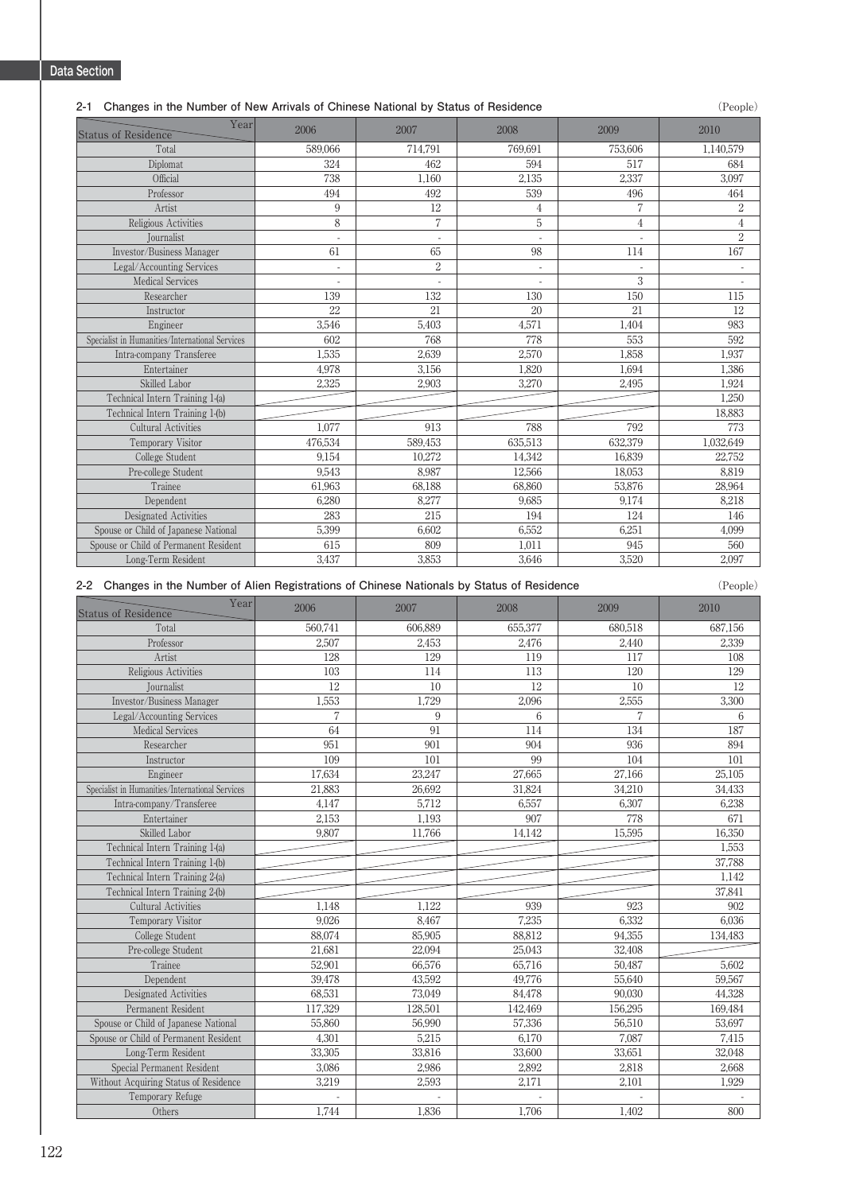Data Section

### 2-1 Changes in the Number of New Arrivals of Chinese National by Status of Residence

(People)

| Status of Residence \ Year | 2006 | 2007 | 2008 | 2009 | 2010 |
|---|---|---|---|---|---|
| Total | 589,066 | 714,791 | 769,691 | 753,606 | 1,140,579 |
| Diplomat | 324 | 462 | 594 | 517 | 684 |
| Official | 738 | 1,160 | 2,135 | 2,337 | 3,097 |
| Professor | 494 | 492 | 539 | 496 | 464 |
| Artist | 9 | 12 | 4 | 7 | 2 |
| Religious Activities | 8 | 7 | 5 | 4 | 4 |
| Journalist | - | - | - | - | 2 |
| Investor/Business Manager | 61 | 65 | 98 | 114 | 167 |
| Legal/Accounting Services | - | 2 | - | - | - |
| Medical Services | - | - | - | 3 | - |
| Researcher | 139 | 132 | 130 | 150 | 115 |
| Instructor | 22 | 21 | 20 | 21 | 12 |
| Engineer | 3,546 | 5,403 | 4,571 | 1,404 | 983 |
| Specialist in Humanities/International Services | 602 | 768 | 778 | 553 | 592 |
| Intra-company Transferee | 1,535 | 2,639 | 2,570 | 1,858 | 1,937 |
| Entertainer | 4,978 | 3,156 | 1,820 | 1,694 | 1,386 |
| Skilled Labor | 2,325 | 2,903 | 3,270 | 2,495 | 1,924 |
| Technical Intern Training 1-(a) | | | | | 1,250 |
| Technical Intern Training 1-(b) | | | | | 18,883 |
| Cultural Activities | 1,077 | 913 | 788 | 792 | 773 |
| Temporary Visitor | 476,534 | 589,453 | 635,513 | 632,379 | 1,032,649 |
| College Student | 9,154 | 10,272 | 14,342 | 16,839 | 22,752 |
| Pre-college Student | 9,543 | 8,987 | 12,566 | 18,053 | 8,819 |
| Trainee | 61,963 | 68,188 | 68,860 | 53,876 | 28,964 |
| Dependent | 6,280 | 8,277 | 9,685 | 9,174 | 8,218 |
| Designated Activities | 283 | 215 | 194 | 124 | 146 |
| Spouse or Child of Japanese National | 5,399 | 6,602 | 6,552 | 6,251 | 4,099 |
| Spouse or Child of Permanent Resident | 615 | 809 | 1,011 | 945 | 560 |
| Long-Term Resident | 3,437 | 3,853 | 3,646 | 3,520 | 2,097 |

### 2-2 Changes in the Number of Alien Registrations of Chinese Nationals by Status of Residence

(People)

| Status of Residence \ Year | 2006 | 2007 | 2008 | 2009 | 2010 |
|---|---|---|---|---|---|
| Total | 560,741 | 606,889 | 655,377 | 680,518 | 687,156 |
| Professor | 2,507 | 2,453 | 2,476 | 2,440 | 2,339 |
| Artist | 128 | 129 | 119 | 117 | 108 |
| Religious Activities | 103 | 114 | 113 | 120 | 129 |
| Journalist | 12 | 10 | 12 | 10 | 12 |
| Investor/Business Manager | 1,553 | 1,729 | 2,096 | 2,555 | 3,300 |
| Legal/Accounting Services | 7 | 9 | 6 | 7 | 6 |
| Medical Services | 64 | 91 | 114 | 134 | 187 |
| Researcher | 951 | 901 | 904 | 936 | 894 |
| Instructor | 109 | 101 | 99 | 104 | 101 |
| Engineer | 17,634 | 23,247 | 27,665 | 27,166 | 25,105 |
| Specialist in Humanities/International Services | 21,883 | 26,692 | 31,824 | 34,210 | 34,433 |
| Intra-company/Transferee | 4,147 | 5,712 | 6,557 | 6,307 | 6,238 |
| Entertainer | 2,153 | 1,193 | 907 | 778 | 671 |
| Skilled Labor | 9,807 | 11,766 | 14,142 | 15,595 | 16,350 |
| Technical Intern Training 1-(a) | | | | | 1,553 |
| Technical Intern Training 1-(b) | | | | | 37,788 |
| Technical Intern Training 2-(a) | | | | | 1,142 |
| Technical Intern Training 2-(b) | | | | | 37,841 |
| Cultural Activities | 1,148 | 1,122 | 939 | 923 | 902 |
| Temporary Visitor | 9,026 | 8,467 | 7,235 | 6,332 | 6,036 |
| College Student | 88,074 | 85,905 | 88,812 | 94,355 | 134,483 |
| Pre-college Student | 21,681 | 22,094 | 25,043 | 32,408 | |
| Trainee | 52,901 | 66,576 | 65,716 | 50,487 | 5,602 |
| Dependent | 39,478 | 43,592 | 49,776 | 55,640 | 59,567 |
| Designated Activities | 68,531 | 73,049 | 84,478 | 90,030 | 44,328 |
| Permanent Resident | 117,329 | 128,501 | 142,469 | 156,295 | 169,484 |
| Spouse or Child of Japanese National | 55,860 | 56,990 | 57,336 | 56,510 | 53,697 |
| Spouse or Child of Permanent Resident | 4,301 | 5,215 | 6,170 | 7,087 | 7,415 |
| Long-Term Resident | 33,305 | 33,816 | 33,600 | 33,651 | 32,048 |
| Special Permanent Resident | 3,086 | 2,986 | 2,892 | 2,818 | 2,668 |
| Without Acquiring Status of Residence | 3,219 | 2,593 | 2,171 | 2,101 | 1,929 |
| Temporary Refuge | - | - | - | - | - |
| Others | 1,744 | 1,836 | 1,706 | 1,402 | 800 |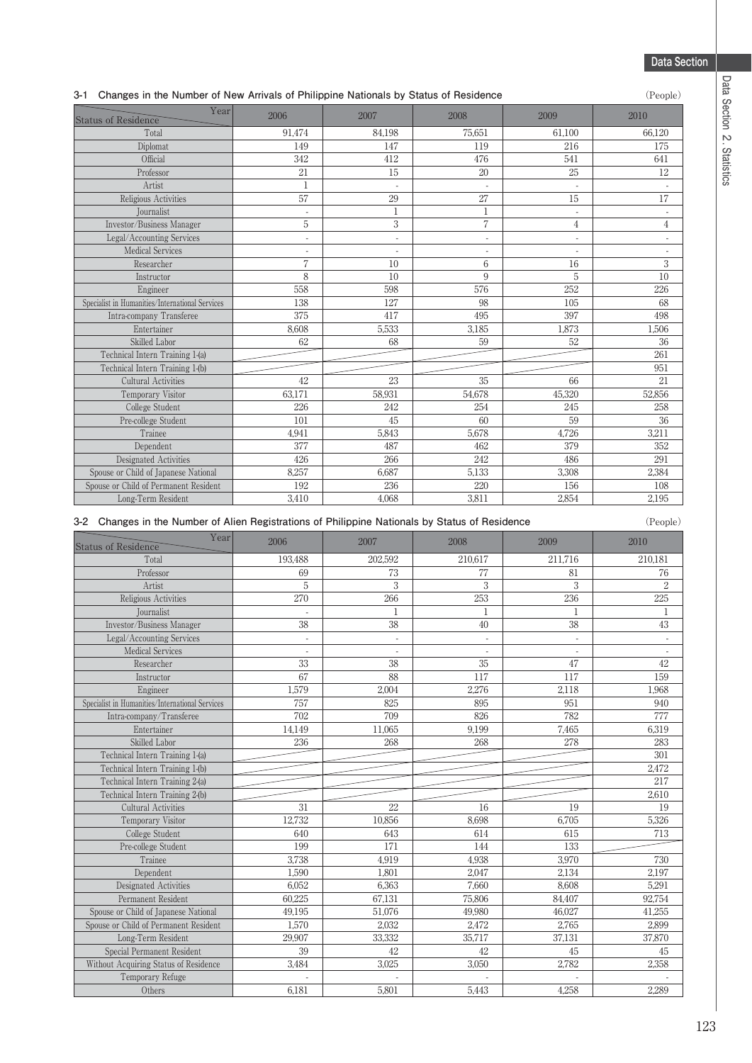### 3-1 Changes in the Number of New Arrivals of Philippine Nationals by Status of Residence

(People)

| Status of Residence / Year | 2006 | 2007 | 2008 | 2009 | 2010 |
|---|---|---|---|---|---|
| Total | 91,474 | 84,198 | 75,651 | 61,100 | 66,120 |
| Diplomat | 149 | 147 | 119 | 216 | 175 |
| Official | 342 | 412 | 476 | 541 | 641 |
| Professor | 21 | 15 | 20 | 25 | 12 |
| Artist | 1 | - | - | - | - |
| Religious Activities | 57 | 29 | 27 | 15 | 17 |
| Journalist | - | 1 | 1 | - | - |
| Investor/Business Manager | 5 | 3 | 7 | 4 | 4 |
| Legal/Accounting Services | - | - | - | - | - |
| Medical Services | - | - | - | - | - |
| Researcher | 7 | 10 | 6 | 16 | 3 |
| Instructor | 8 | 10 | 9 | 5 | 10 |
| Engineer | 558 | 598 | 576 | 252 | 226 |
| Specialist in Humanities/International Services | 138 | 127 | 98 | 105 | 68 |
| Intra-company Transferee | 375 | 417 | 495 | 397 | 498 |
| Entertainer | 8,608 | 5,533 | 3,185 | 1,873 | 1,506 |
| Skilled Labor | 62 | 68 | 59 | 52 | 36 |
| Technical Intern Training 1-(a) | | | | | 261 |
| Technical Intern Training 1-(b) | | | | | 951 |
| Cultural Activities | 42 | 23 | 35 | 66 | 21 |
| Temporary Visitor | 63,171 | 58,931 | 54,678 | 45,320 | 52,856 |
| College Student | 226 | 242 | 254 | 245 | 258 |
| Pre-college Student | 101 | 45 | 60 | 59 | 36 |
| Trainee | 4,941 | 5,843 | 5,678 | 4,726 | 3,211 |
| Dependent | 377 | 487 | 462 | 379 | 352 |
| Designated Activities | 426 | 266 | 242 | 486 | 291 |
| Spouse or Child of Japanese National | 8,257 | 6,687 | 5,133 | 3,308 | 2,384 |
| Spouse or Child of Permanent Resident | 192 | 236 | 220 | 156 | 108 |
| Long-Term Resident | 3,410 | 4,068 | 3,811 | 2,854 | 2,195 |

### 3-2 Changes in the Number of Alien Registrations of Philippine Nationals by Status of Residence

(People)

| Status of Residence / Year | 2006 | 2007 | 2008 | 2009 | 2010 |
|---|---|---|---|---|---|
| Total | 193,488 | 202,592 | 210,617 | 211,716 | 210,181 |
| Professor | 69 | 73 | 77 | 81 | 76 |
| Artist | 5 | 3 | 3 | 3 | 2 |
| Religious Activities | 270 | 266 | 253 | 236 | 225 |
| Journalist | - | 1 | 1 | 1 | 1 |
| Investor/Business Manager | 38 | 38 | 40 | 38 | 43 |
| Legal/Accounting Services | - | - | - | - | - |
| Medical Services | - | - | - | - | - |
| Researcher | 33 | 38 | 35 | 47 | 42 |
| Instructor | 67 | 88 | 117 | 117 | 159 |
| Engineer | 1,579 | 2,004 | 2,276 | 2,118 | 1,968 |
| Specialist in Humanities/International Services | 757 | 825 | 895 | 951 | 940 |
| Intra-company/Transferee | 702 | 709 | 826 | 782 | 777 |
| Entertainer | 14,149 | 11,065 | 9,199 | 7,465 | 6,319 |
| Skilled Labor | 236 | 268 | 268 | 278 | 283 |
| Technical Intern Training 1-(a) | | | | | 301 |
| Technical Intern Training 1-(b) | | | | | 2,472 |
| Technical Intern Training 2-(a) | | | | | 217 |
| Technical Intern Training 2-(b) | | | | | 2,610 |
| Cultural Activities | 31 | 22 | 16 | 19 | 19 |
| Temporary Visitor | 12,732 | 10,856 | 8,698 | 6,705 | 5,326 |
| College Student | 640 | 643 | 614 | 615 | 713 |
| Pre-college Student | 199 | 171 | 144 | 133 | |
| Trainee | 3,738 | 4,919 | 4,938 | 3,970 | 730 |
| Dependent | 1,590 | 1,801 | 2,047 | 2,134 | 2,197 |
| Designated Activities | 6,052 | 6,363 | 7,660 | 8,608 | 5,291 |
| Permanent Resident | 60,225 | 67,131 | 75,806 | 84,407 | 92,754 |
| Spouse or Child of Japanese National | 49,195 | 51,076 | 49,980 | 46,027 | 41,255 |
| Spouse or Child of Permanent Resident | 1,570 | 2,032 | 2,472 | 2,765 | 2,899 |
| Long-Term Resident | 29,907 | 33,332 | 35,717 | 37,131 | 37,870 |
| Special Permanent Resident | 39 | 42 | 42 | 45 | 45 |
| Without Acquiring Status of Residence | 3,484 | 3,025 | 3,050 | 2,782 | 2,358 |
| Temporary Refuge | - | - | - | - | - |
| Others | 6,181 | 5,801 | 5,443 | 4,258 | 2,289 |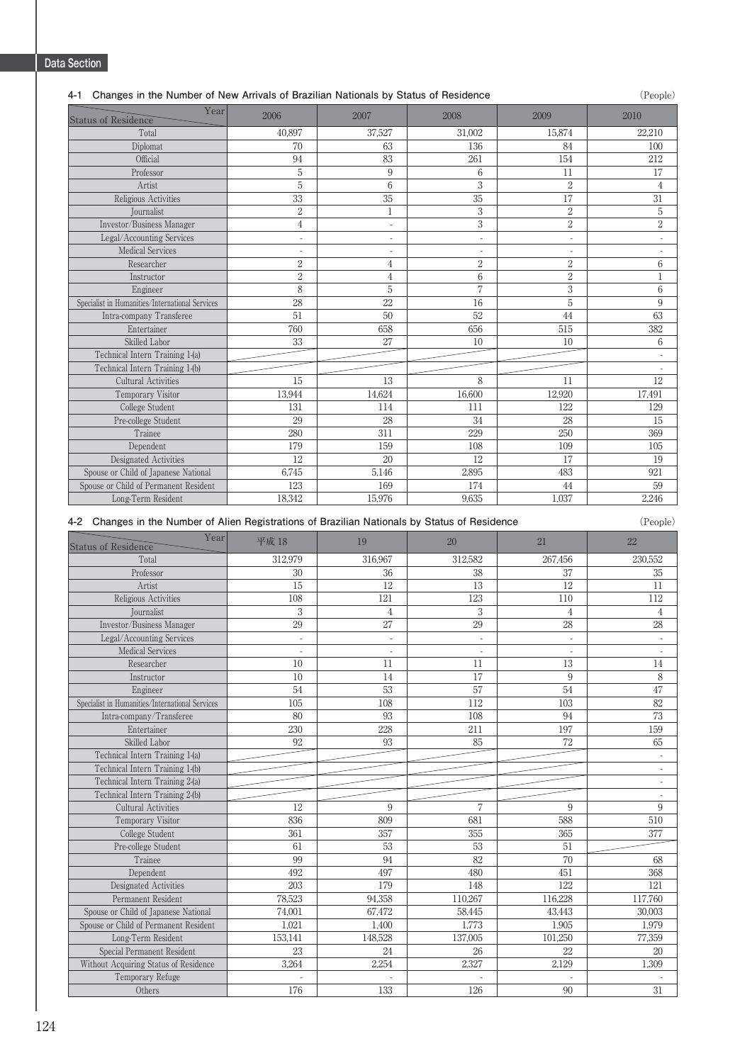Data Section

4-1 Changes in the Number of New Arrivals of Brazilian Nationals by Status of Residence (People)

| Status of Residence \ Year | 2006 | 2007 | 2008 | 2009 | 2010 |
|---|---|---|---|---|---|
| Total | 40,897 | 37,527 | 31,002 | 15,874 | 22,210 |
| Diplomat | 70 | 63 | 136 | 84 | 100 |
| Official | 94 | 83 | 261 | 154 | 212 |
| Professor | 5 | 9 | 6 | 11 | 17 |
| Artist | 5 | 6 | 3 | 2 | 4 |
| Religious Activities | 33 | 35 | 35 | 17 | 31 |
| Journalist | 2 | 1 | 3 | 2 | 5 |
| Investor/Business Manager | 4 | - | 3 | 2 | 2 |
| Legal/Accounting Services | - | - | - | - | - |
| Medical Services | - | - | - | - | - |
| Researcher | 2 | 4 | 2 | 2 | 6 |
| Instructor | 2 | 4 | 6 | 2 | 1 |
| Engineer | 8 | 5 | 7 | 3 | 6 |
| Specialist in Humanities/International Services | 28 | 22 | 16 | 5 | 9 |
| Intra-company Transferee | 51 | 50 | 52 | 44 | 63 |
| Entertainer | 760 | 658 | 656 | 515 | 382 |
| Skilled Labor | 33 | 27 | 10 | 10 | 6 |
| Technical Intern Training 1-(a) | | | | | - |
| Technical Intern Training 1-(b) | | | | | - |
| Cultural Activities | 15 | 13 | 8 | 11 | 12 |
| Temporary Visitor | 13,944 | 14,624 | 16,600 | 12,920 | 17,491 |
| College Student | 131 | 114 | 111 | 122 | 129 |
| Pre-college Student | 29 | 28 | 34 | 28 | 15 |
| Trainee | 280 | 311 | 229 | 250 | 369 |
| Dependent | 179 | 159 | 108 | 109 | 105 |
| Designated Activities | 12 | 20 | 12 | 17 | 19 |
| Spouse or Child of Japanese National | 6,745 | 5,146 | 2,895 | 483 | 921 |
| Spouse or Child of Permanent Resident | 123 | 169 | 174 | 44 | 59 |
| Long-Term Resident | 18,342 | 15,976 | 9,635 | 1,037 | 2,246 |

4-2 Changes in the Number of Alien Registrations of Brazilian Nationals by Status of Residence (People)

| Status of Residence \ Year | 平成 18 | 19 | 20 | 21 | 22 |
|---|---|---|---|---|---|
| Total | 312,979 | 316,967 | 312,582 | 267,456 | 230,552 |
| Professor | 30 | 36 | 38 | 37 | 35 |
| Artist | 15 | 12 | 13 | 12 | 11 |
| Religious Activities | 108 | 121 | 123 | 110 | 112 |
| Journalist | 3 | 4 | 3 | 4 | 4 |
| Investor/Business Manager | 29 | 27 | 29 | 28 | 28 |
| Legal/Accounting Services | - | - | - | - | - |
| Medical Services | - | - | - | - | - |
| Researcher | 10 | 11 | 11 | 13 | 14 |
| Instructor | 10 | 14 | 17 | 9 | 8 |
| Engineer | 54 | 53 | 57 | 54 | 47 |
| Specialist in Humanities/International Services | 105 | 108 | 112 | 103 | 82 |
| Intra-company/Transferee | 80 | 93 | 108 | 94 | 73 |
| Entertainer | 230 | 228 | 211 | 197 | 159 |
| Skilled Labor | 92 | 93 | 85 | 72 | 65 |
| Technical Intern Training 1-(a) | | | | | - |
| Technical Intern Training 1-(b) | | | | | - |
| Technical Intern Training 2-(a) | | | | | - |
| Technical Intern Training 2-(b) | | | | | - |
| Cultural Activities | 12 | 9 | 7 | 9 | 9 |
| Temporary Visitor | 836 | 809 | 681 | 588 | 510 |
| College Student | 361 | 357 | 355 | 365 | 377 |
| Pre-college Student | 61 | 53 | 53 | 51 | |
| Trainee | 99 | 94 | 82 | 70 | 68 |
| Dependent | 492 | 497 | 480 | 451 | 368 |
| Designated Activities | 203 | 179 | 148 | 122 | 121 |
| Permanent Resident | 78,523 | 94,358 | 110,267 | 116,228 | 117,760 |
| Spouse or Child of Japanese National | 74,001 | 67,472 | 58,445 | 43,443 | 30,003 |
| Spouse or Child of Permanent Resident | 1,021 | 1,400 | 1,773 | 1,905 | 1,979 |
| Long-Term Resident | 153,141 | 148,528 | 137,005 | 101,250 | 77,359 |
| Special Permanent Resident | 23 | 24 | 26 | 22 | 20 |
| Without Acquiring Status of Residence | 3,264 | 2,254 | 2,327 | 2,129 | 1,309 |
| Temporary Refuge | - | - | - | - | - |
| Others | 176 | 133 | 126 | 90 | 31 |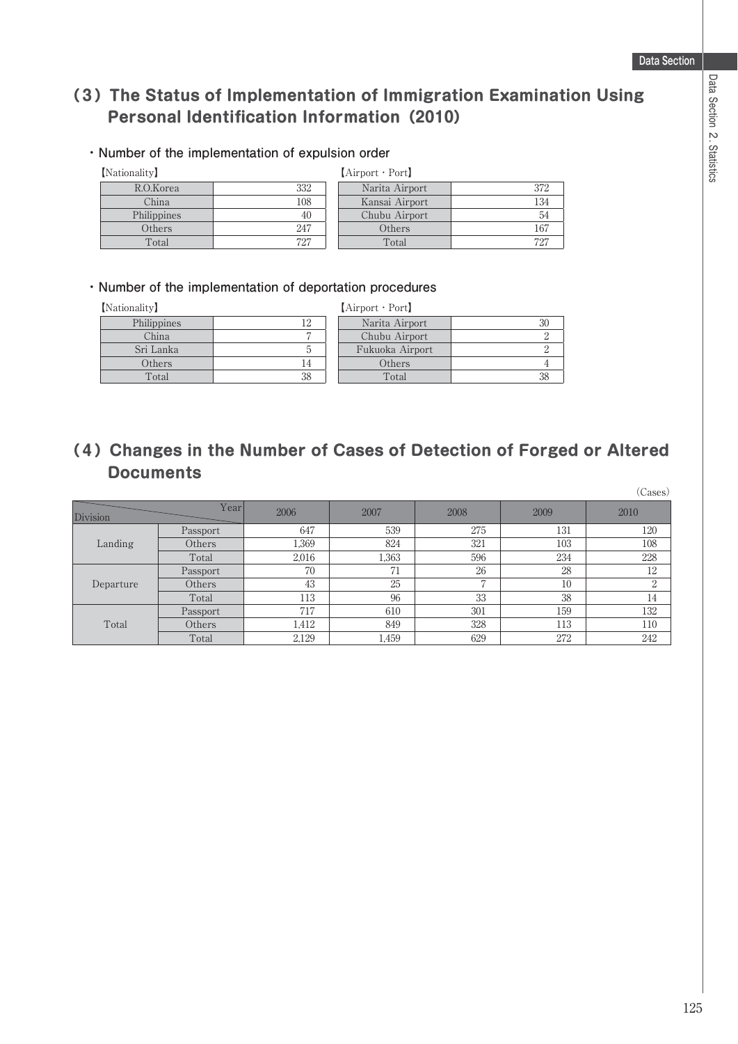## (3) The Status of Implementation of Immigration Examination Using Personal Identification Information (2010)

### ・Number of the implementation of expulsion order

【Nationality】

| Nationality | |
|---|---|
| R.O.Korea | 332 |
| China | 108 |
| Philippines | 40 |
| Others | 247 |
| Total | 727 |

【Airport・Port】

| Airport・Port | |
|---|---|
| Narita Airport | 372 |
| Kansai Airport | 134 |
| Chubu Airport | 54 |
| Others | 167 |
| Total | 727 |

### ・Number of the implementation of deportation procedures

【Nationality】

| Nationality | |
|---|---|
| Philippines | 12 |
| China | 7 |
| Sri Lanka | 5 |
| Others | 14 |
| Total | 38 |

【Airport・Port】

| Airport・Port | |
|---|---|
| Narita Airport | 30 |
| Chubu Airport | 2 |
| Fukuoka Airport | 2 |
| Others | 4 |
| Total | 38 |

## (4) Changes in the Number of Cases of Detection of Forged or Altered Documents

(Cases)

| Division | Year | 2006 | 2007 | 2008 | 2009 | 2010 |
|---|---|---|---|---|---|---|
| Landing | Passport | 647 | 539 | 275 | 131 | 120 |
| | Others | 1,369 | 824 | 321 | 103 | 108 |
| | Total | 2,016 | 1,363 | 596 | 234 | 228 |
| Departure | Passport | 70 | 71 | 26 | 28 | 12 |
| | Others | 43 | 25 | 7 | 10 | 2 |
| | Total | 113 | 96 | 33 | 38 | 14 |
| Total | Passport | 717 | 610 | 301 | 159 | 132 |
| | Others | 1,412 | 849 | 328 | 113 | 110 |
| | Total | 2,129 | 1,459 | 629 | 272 | 242 |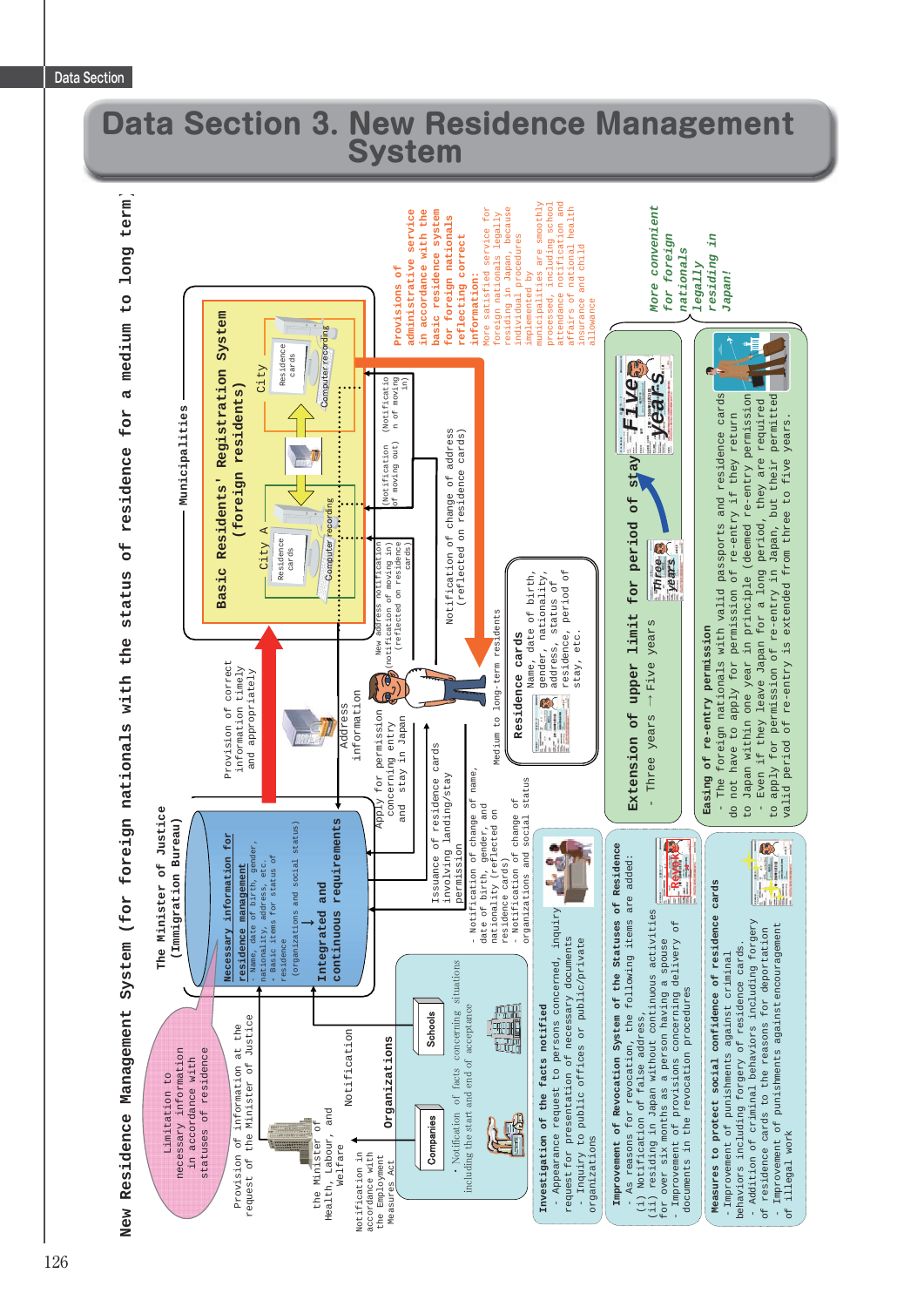# Data Section 3. New Residence Management System

## New Residence Management System (for foreign nationals with the status of residence for a medium to long term)

Limitation to necessary information in accordance with statuses of residence

Provision of information at the request of the Minister of Justice

The Minister of Health, Labour, and Welfare

Notification in accordance with the Employment Measures Act

Notification

**Organizations**

Companies

Schools

・Notification of facts concerning situations including the start and end of acceptance

**The Minister of Justice (Immigration Bureau)**

**Necessary information for residence management**
- Name, date of birth, gender, nationality, address, etc.
- Basic items for status of residence (organizations and social status)

↓

**Integrated and continuous requirements**

Provision of correct information timely and appropriately

Address information

Apply for permission concerning entry and stay in Japan

Issuance of residence cards involving landing/stay permission

- Notification of change of name, date of birth, gender, and nationality (reflected on residence cards)
- Notification of change of organizations and social status

Medium to long-term residents

**Residence cards**
Name, date of birth, gender, nationality, address, status of residence, period of stay, etc.

New address notification (notification of moving in) (reflected on residence cards)

Notification of change of address (reflected on residence cards)

**Municipalities**

**Basic Residents' Registration System (foreign residents)**

City A — Residence cards — Computer recording

City — Residence cards — Computer recording

(Notification of moving out)

(Notification of moving in)

**Provisions of administrative service in accordance with the basic residence system for foreign nationals reflecting correct information:**
More satisfied service for foreign nationals legally residing in Japan, because individual procedures implemented by municipalities are smoothly processed, including school attendance notification and affairs of national health insurance and child allowance

**Investigation of the facts notified**
- Appearance request to persons concerned, inquiry request for presentation of necessary documents
- Inquiry to public offices or public/private organizations

**Improvement of Revocation System of the Statuses of Residence**
- As reasons for revocation, the following items are added:
(i) Notification of false address,
(ii) residing in Japan without continuous activities for over six months as a person having a spouse
- Improvement of provisions concerning delivery of documents in the revocation procedures

**Measures to protect social confidence of residence cards**
- Improvement of punishments against criminal behaviors including forgery of residence cards.
- Addition of criminal behaviors including forgery of residence cards to the reasons for deportation
- Improvement of punishments against encouragement of illegal work

**Extension of upper limit for period of stay**
- Three years → Five years

Three years → Five years

**Easing of re-entry permission**
- The foreign nationals with valid passports and residence cards do not have to apply for permission of re-entry if they return to Japan within one year in principle (deemed re-entry permission)
- Even if they leave Japan for a long period, they are required to apply for permission of re-entry in Japan, but their permitted valid period of re-entry is extended from three to five years.

*More convenient for foreign nationals legally residing in Japan!*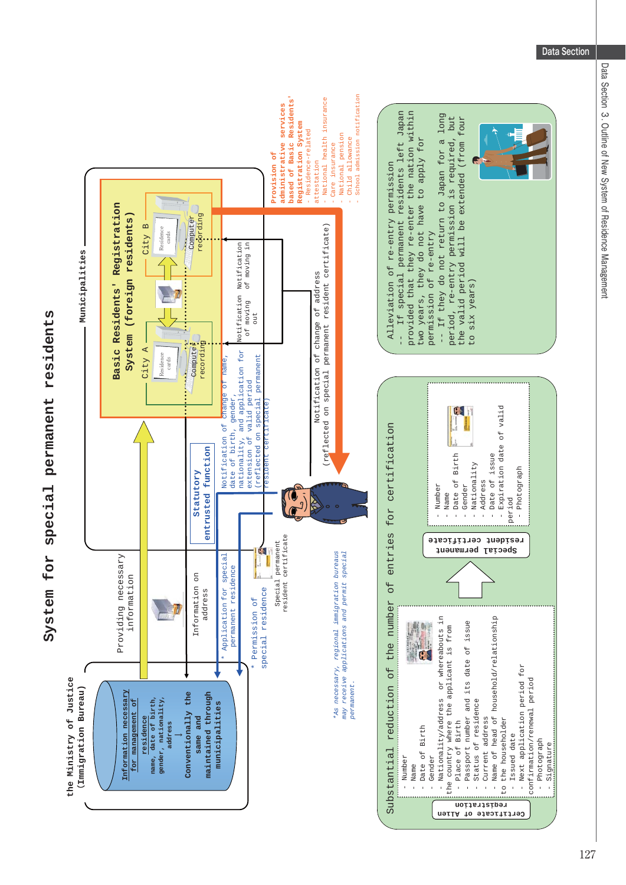# System for special permanent residents

## the Ministry of Justice (Immigration Bureau)

**Information necessary for management of residence**

name, date of birth, gender, nationality, address

↓

Conventionally the same and maintained through municipalities

Providing necessary information

Information on address

\* Application for special permanent residence

\* Permission of special residence

Special permanent resident certificate

## Municipalities

### Basic Residents' Registration System (foreign residents)

City A — Residence cards — Computer recording

City B — Residence cards — Computer recording

Statutory entrusted function

\* Notification of change of name, date of birth, gender, nationality, and application for extension of valid period (reflected on special permanent resident certificate)

Notification of moving out

Notification of moving in

Notification of change of address (reflected on special permanent resident certificate)

**Provision of administrative services based of Basic Residents' Registration System**

- Residence-related attestation
- National health insurance
- Care insurance
- National pension
- Child allowance
- School admission notification

*\*As necessary, regional immigration bureaus may receive applications and permit special permanent.*

## Substantial reduction of the number of entries for certification

**Certificate of Alien registration**

- Number
- Name
- Date of Birth
- Gender
- Nationality/address or whereabouts in the country where the applicant is from
- Place of Birth
- Passport number and its date of issue
- Status of residence
- Current address
- Name of head of household/relationship to the householder
- Issued date
- Next application period for confirmation/renewal period
- Photograph
- Signature

⇨

**Special permanent resident certificate**

- Number
- Name
- Date of Birth
- Gender
- Nationality
- Address
- Date of issue
- Expiration date of valid period
- Photograph

## Alleviation of re-entry permission

-- If special permanent residents left Japan provided that they re-enter the nation within two years, they do not have to apply for permission of re-entry

-- If they do not return to Japan for a long period, re-entry permission is required, but the valid period will be extended (from four to six years)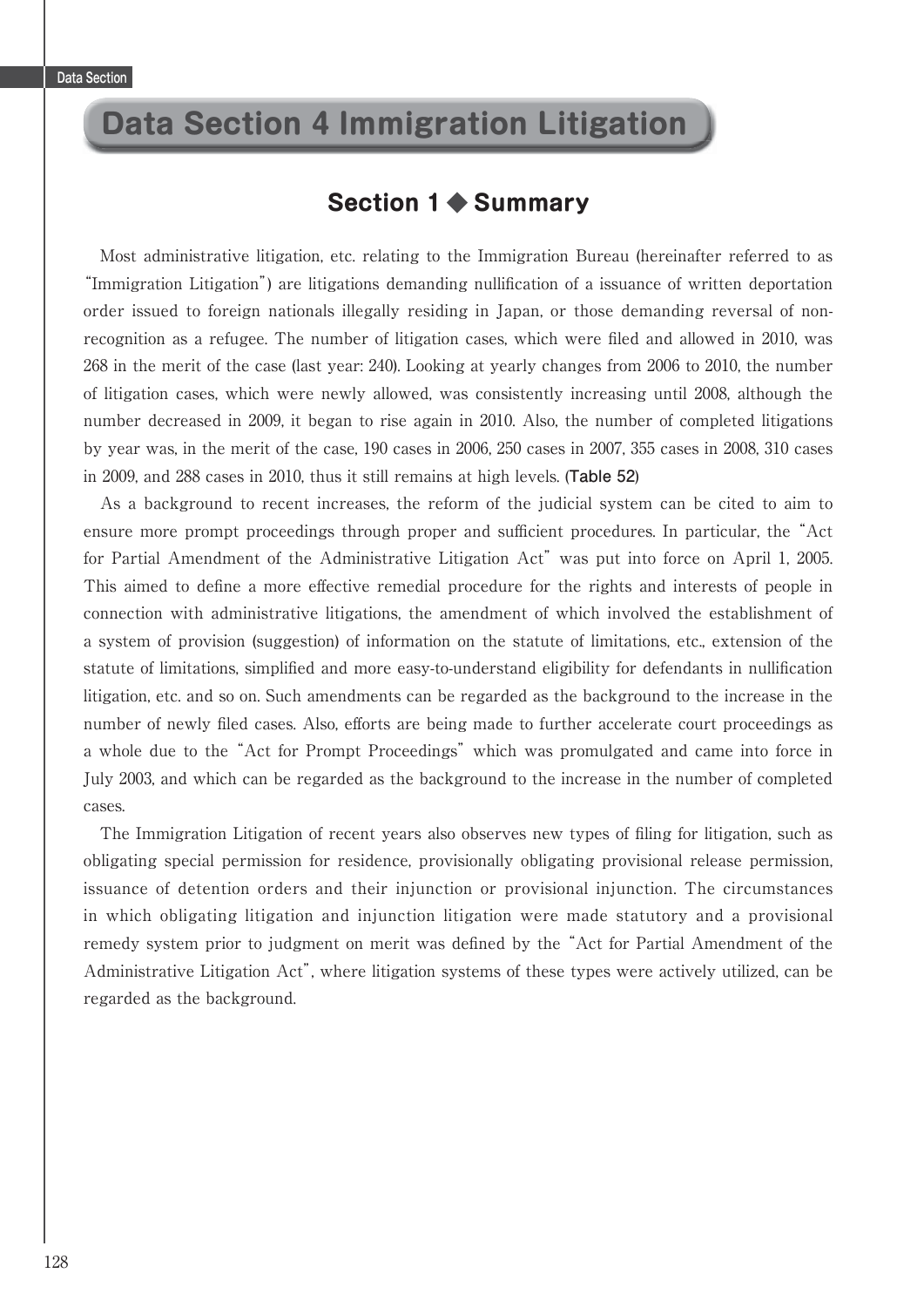# Data Section 4 Immigration Litigation

## Section 1 ◆ Summary

Most administrative litigation, etc. relating to the Immigration Bureau (hereinafter referred to as "Immigration Litigation") are litigations demanding nullification of a issuance of written deportation order issued to foreign nationals illegally residing in Japan, or those demanding reversal of non-recognition as a refugee. The number of litigation cases, which were filed and allowed in 2010, was 268 in the merit of the case (last year: 240). Looking at yearly changes from 2006 to 2010, the number of litigation cases, which were newly allowed, was consistently increasing until 2008, although the number decreased in 2009, it began to rise again in 2010. Also, the number of completed litigations by year was, in the merit of the case, 190 cases in 2006, 250 cases in 2007, 355 cases in 2008, 310 cases in 2009, and 288 cases in 2010, thus it still remains at high levels. **(Table 52)**

As a background to recent increases, the reform of the judicial system can be cited to aim to ensure more prompt proceedings through proper and sufficient procedures. In particular, the "Act for Partial Amendment of the Administrative Litigation Act" was put into force on April 1, 2005. This aimed to define a more effective remedial procedure for the rights and interests of people in connection with administrative litigations, the amendment of which involved the establishment of a system of provision (suggestion) of information on the statute of limitations, etc., extension of the statute of limitations, simplified and more easy-to-understand eligibility for defendants in nullification litigation, etc. and so on. Such amendments can be regarded as the background to the increase in the number of newly filed cases. Also, efforts are being made to further accelerate court proceedings as a whole due to the "Act for Prompt Proceedings" which was promulgated and came into force in July 2003, and which can be regarded as the background to the increase in the number of completed cases.

The Immigration Litigation of recent years also observes new types of filing for litigation, such as obligating special permission for residence, provisionally obligating provisional release permission, issuance of detention orders and their injunction or provisional injunction. The circumstances in which obligating litigation and injunction litigation were made statutory and a provisional remedy system prior to judgment on merit was defined by the "Act for Partial Amendment of the Administrative Litigation Act", where litigation systems of these types were actively utilized, can be regarded as the background.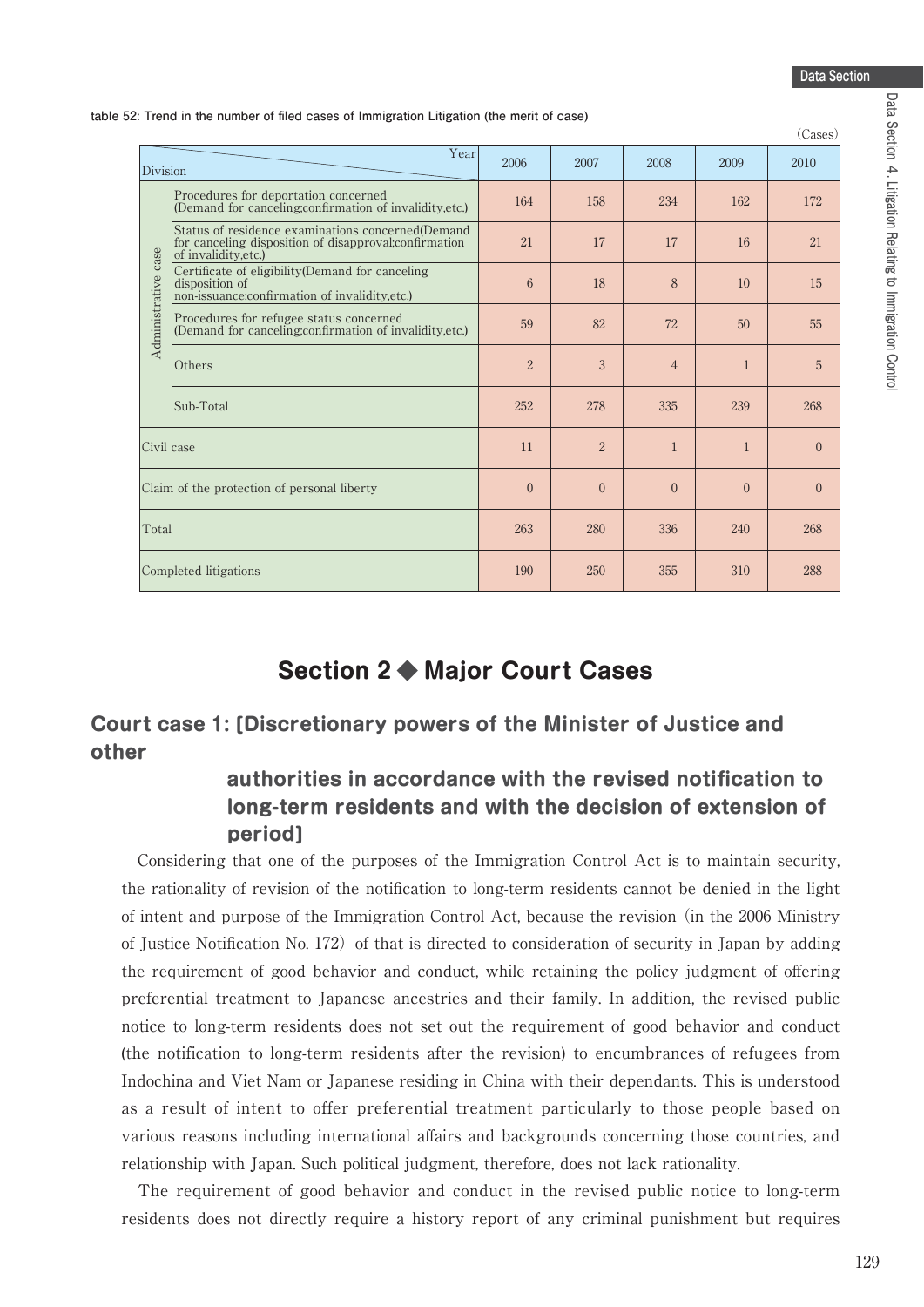table 52: Trend in the number of filed cases of Immigration Litigation (the merit of case)

(Cases)

| Division | | 2006 | 2007 | 2008 | 2009 | 2010 |
|---|---|---|---|---|---|---|
| Administrative case | Procedures for deportation concerned (Demand for canceling;confirmation of invalidity,etc.) | 164 | 158 | 234 | 162 | 172 |
| | Status of residence examinations concerned(Demand for canceling disposition of disapproval;confirmation of invalidity,etc.) | 21 | 17 | 17 | 16 | 21 |
| | Certificate of eligibility(Demand for canceling disposition of non-issuance;confirmation of invalidity,etc.) | 6 | 18 | 8 | 10 | 15 |
| | Procedures for refugee status concerned (Demand for canceling;confirmation of invalidity,etc.) | 59 | 82 | 72 | 50 | 55 |
| | Others | 2 | 3 | 4 | 1 | 5 |
| | Sub-Total | 252 | 278 | 335 | 239 | 268 |
| Civil case | | 11 | 2 | 1 | 1 | 0 |
| Claim of the protection of personal liberty | | 0 | 0 | 0 | 0 | 0 |
| Total | | 263 | 280 | 336 | 240 | 268 |
| Completed litigations | | 190 | 250 | 355 | 310 | 288 |

# Section 2 ◆ Major Court Cases

## Court case 1: [Discretionary powers of the Minister of Justice and other authorities in accordance with the revised notification to long-term residents and with the decision of extension of period]

Considering that one of the purposes of the Immigration Control Act is to maintain security, the rationality of revision of the notification to long-term residents cannot be denied in the light of intent and purpose of the Immigration Control Act, because the revision (in the 2006 Ministry of Justice Notification No. 172) of that is directed to consideration of security in Japan by adding the requirement of good behavior and conduct, while retaining the policy judgment of offering preferential treatment to Japanese ancestries and their family. In addition, the revised public notice to long-term residents does not set out the requirement of good behavior and conduct (the notification to long-term residents after the revision) to encumbrances of refugees from Indochina and Viet Nam or Japanese residing in China with their dependants. This is understood as a result of intent to offer preferential treatment particularly to those people based on various reasons including international affairs and backgrounds concerning those countries, and relationship with Japan. Such political judgment, therefore, does not lack rationality.

The requirement of good behavior and conduct in the revised public notice to long-term residents does not directly require a history report of any criminal punishment but requires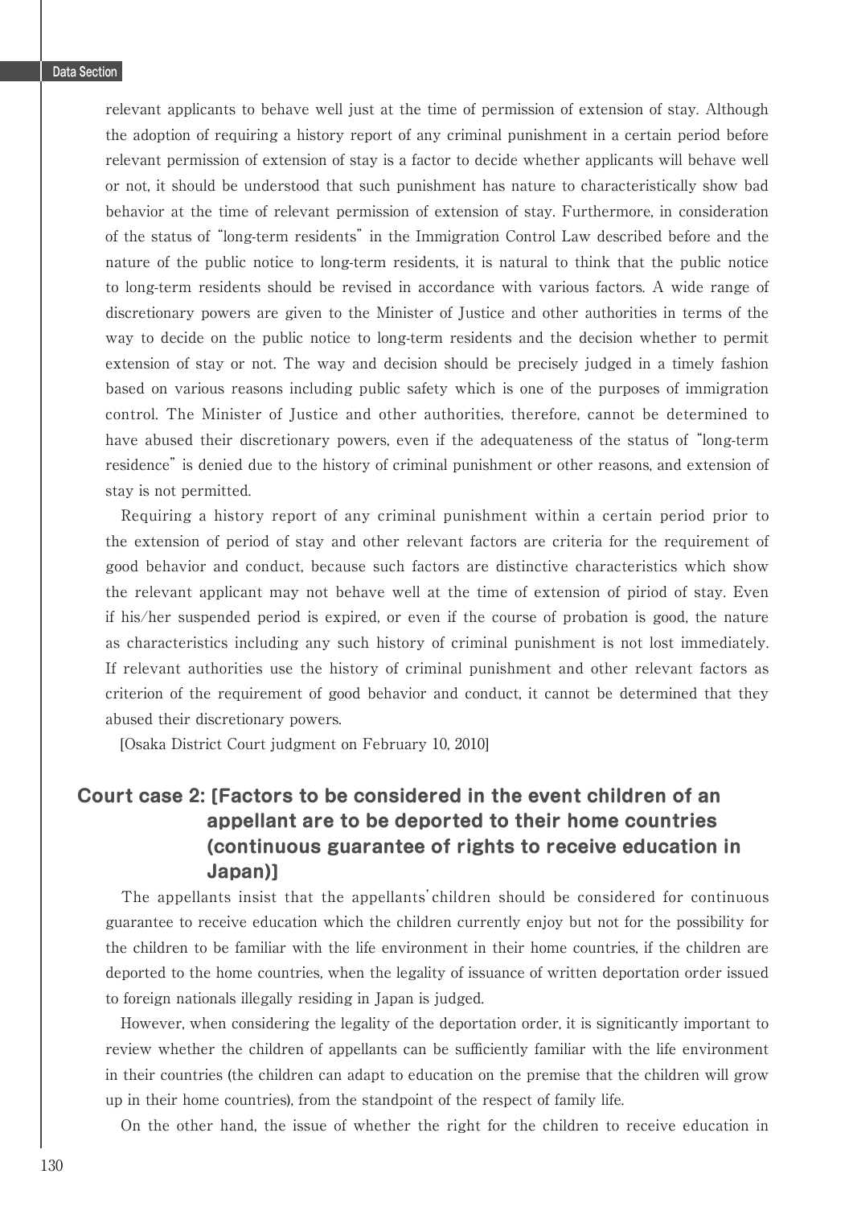relevant applicants to behave well just at the time of permission of extension of stay. Although the adoption of requiring a history report of any criminal punishment in a certain period before relevant permission of extension of stay is a factor to decide whether applicants will behave well or not, it should be understood that such punishment has nature to characteristically show bad behavior at the time of relevant permission of extension of stay. Furthermore, in consideration of the status of "long-term residents" in the Immigration Control Law described before and the nature of the public notice to long-term residents, it is natural to think that the public notice to long-term residents should be revised in accordance with various factors. A wide range of discretionary powers are given to the Minister of Justice and other authorities in terms of the way to decide on the public notice to long-term residents and the decision whether to permit extension of stay or not. The way and decision should be precisely judged in a timely fashion based on various reasons including public safety which is one of the purposes of immigration control. The Minister of Justice and other authorities, therefore, cannot be determined to have abused their discretionary powers, even if the adequateness of the status of "long-term residence" is denied due to the history of criminal punishment or other reasons, and extension of stay is not permitted.

Requiring a history report of any criminal punishment within a certain period prior to the extension of period of stay and other relevant factors are criteria for the requirement of good behavior and conduct, because such factors are distinctive characteristics which show the relevant applicant may not behave well at the time of extension of piriod of stay. Even if his/her suspended period is expired, or even if the course of probation is good, the nature as characteristics including any such history of criminal punishment is not lost immediately. If relevant authorities use the history of criminal punishment and other relevant factors as criterion of the requirement of good behavior and conduct, it cannot be determined that they abused their discretionary powers.

[Osaka District Court judgment on February 10, 2010]

## Court case 2: [Factors to be considered in the event children of an appellant are to be deported to their home countries (continuous guarantee of rights to receive education in Japan)]

The appellants insist that the appellants' children should be considered for continuous guarantee to receive education which the children currently enjoy but not for the possibility for the children to be familiar with the life environment in their home countries, if the children are deported to the home countries, when the legality of issuance of written deportation order issued to foreign nationals illegally residing in Japan is judged.

However, when considering the legality of the deportation order, it is signiticantly important to review whether the children of appellants can be sufficiently familiar with the life environment in their countries (the children can adapt to education on the premise that the children will grow up in their home countries), from the standpoint of the respect of family life.

On the other hand, the issue of whether the right for the children to receive education in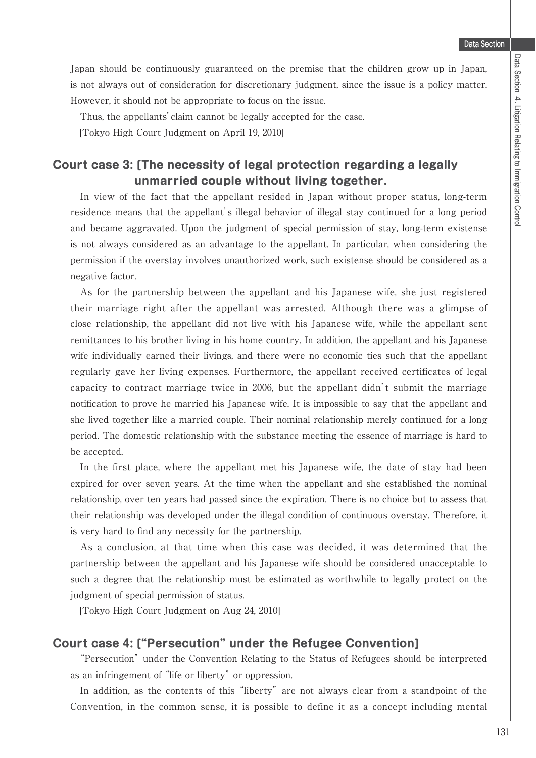Japan should be continuously guaranteed on the premise that the children grow up in Japan, is not always out of consideration for discretionary judgment, since the issue is a policy matter. However, it should not be appropriate to focus on the issue.

Thus, the appellants' claim cannot be legally accepted for the case.

[Tokyo High Court Judgment on April 19, 2010]

## Court case 3: [The necessity of legal protection regarding a legally unmarried couple without living together.

In view of the fact that the appellant resided in Japan without proper status, long-term residence means that the appellant's illegal behavior of illegal stay continued for a long period and became aggravated. Upon the judgment of special permission of stay, long-term existense is not always considered as an advantage to the appellant. In particular, when considering the permission if the overstay involves unauthorized work, such existense should be considered as a negative factor.

As for the partnership between the appellant and his Japanese wife, she just registered their marriage right after the appellant was arrested. Although there was a glimpse of close relationship, the appellant did not live with his Japanese wife, while the appellant sent remittances to his brother living in his home country. In addition, the appellant and his Japanese wife individually earned their livings, and there were no economic ties such that the appellant regularly gave her living expenses. Furthermore, the appellant received certificates of legal capacity to contract marriage twice in 2006, but the appellant didn't submit the marriage notification to prove he married his Japanese wife. It is impossible to say that the appellant and she lived together like a married couple. Their nominal relationship merely continued for a long period. The domestic relationship with the substance meeting the essence of marriage is hard to be accepted.

In the first place, where the appellant met his Japanese wife, the date of stay had been expired for over seven years. At the time when the appellant and she established the nominal relationship, over ten years had passed since the expiration. There is no choice but to assess that their relationship was developed under the illegal condition of continuous overstay. Therefore, it is very hard to find any necessity for the partnership.

As a conclusion, at that time when this case was decided, it was determined that the partnership between the appellant and his Japanese wife should be considered unacceptable to such a degree that the relationship must be estimated as worthwhile to legally protect on the judgment of special permission of status.

[Tokyo High Court Judgment on Aug 24, 2010]

## Court case 4: ["Persecution" under the Refugee Convention]

"Persecution" under the Convention Relating to the Status of Refugees should be interpreted as an infringement of "life or liberty" or oppression.

In addition, as the contents of this "liberty" are not always clear from a standpoint of the Convention, in the common sense, it is possible to define it as a concept including mental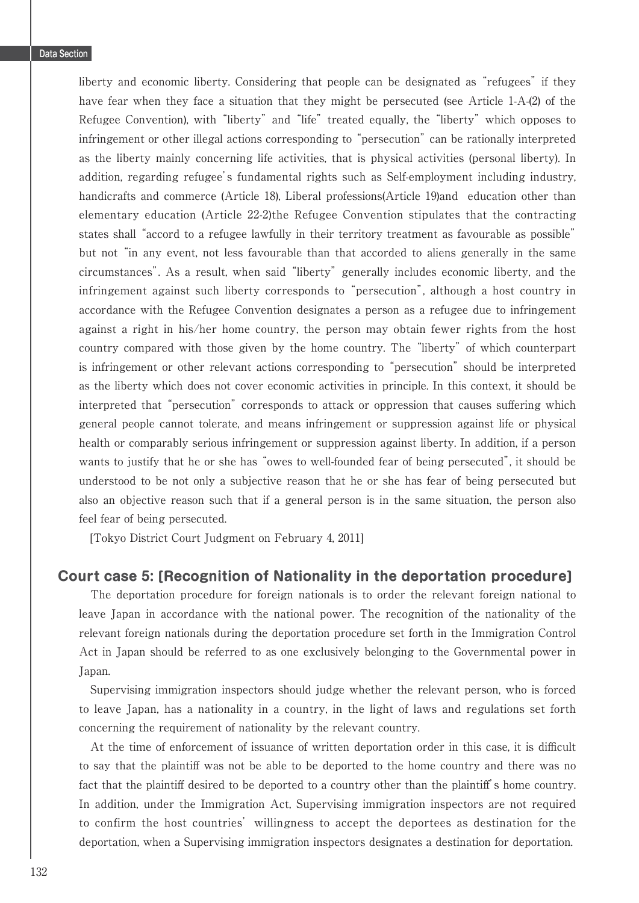liberty and economic liberty. Considering that people can be designated as "refugees" if they have fear when they face a situation that they might be persecuted (see Article 1-A-(2) of the Refugee Convention), with "liberty" and "life" treated equally, the "liberty" which opposes to infringement or other illegal actions corresponding to "persecution" can be rationally interpreted as the liberty mainly concerning life activities, that is physical activities (personal liberty). In addition, regarding refugee's fundamental rights such as Self-employment including industry, handicrafts and commerce (Article 18), Liberal professions(Article 19)and education other than elementary education (Article 22-2)the Refugee Convention stipulates that the contracting states shall "accord to a refugee lawfully in their territory treatment as favourable as possible" but not "in any event, not less favourable than that accorded to aliens generally in the same circumstances". As a result, when said "liberty" generally includes economic liberty, and the infringement against such liberty corresponds to "persecution", although a host country in accordance with the Refugee Convention designates a person as a refugee due to infringement against a right in his/her home country, the person may obtain fewer rights from the host country compared with those given by the home country. The "liberty" of which counterpart is infringement or other relevant actions corresponding to "persecution" should be interpreted as the liberty which does not cover economic activities in principle. In this context, it should be interpreted that "persecution" corresponds to attack or oppression that causes suffering which general people cannot tolerate, and means infringement or suppression against life or physical health or comparably serious infringement or suppression against liberty. In addition, if a person wants to justify that he or she has "owes to well-founded fear of being persecuted", it should be understood to be not only a subjective reason that he or she has fear of being persecuted but also an objective reason such that if a general person is in the same situation, the person also feel fear of being persecuted.

[Tokyo District Court Judgment on February 4, 2011]

### Court case 5: [Recognition of Nationality in the deportation procedure]

The deportation procedure for foreign nationals is to order the relevant foreign national to leave Japan in accordance with the national power. The recognition of the nationality of the relevant foreign nationals during the deportation procedure set forth in the Immigration Control Act in Japan should be referred to as one exclusively belonging to the Governmental power in Japan.

Supervising immigration inspectors should judge whether the relevant person, who is forced to leave Japan, has a nationality in a country, in the light of laws and regulations set forth concerning the requirement of nationality by the relevant country.

At the time of enforcement of issuance of written deportation order in this case, it is difficult to say that the plaintiff was not be able to be deported to the home country and there was no fact that the plaintiff desired to be deported to a country other than the plaintiff's home country. In addition, under the Immigration Act, Supervising immigration inspectors are not required to confirm the host countries' willingness to accept the deportees as destination for the deportation, when a Supervising immigration inspectors designates a destination for deportation.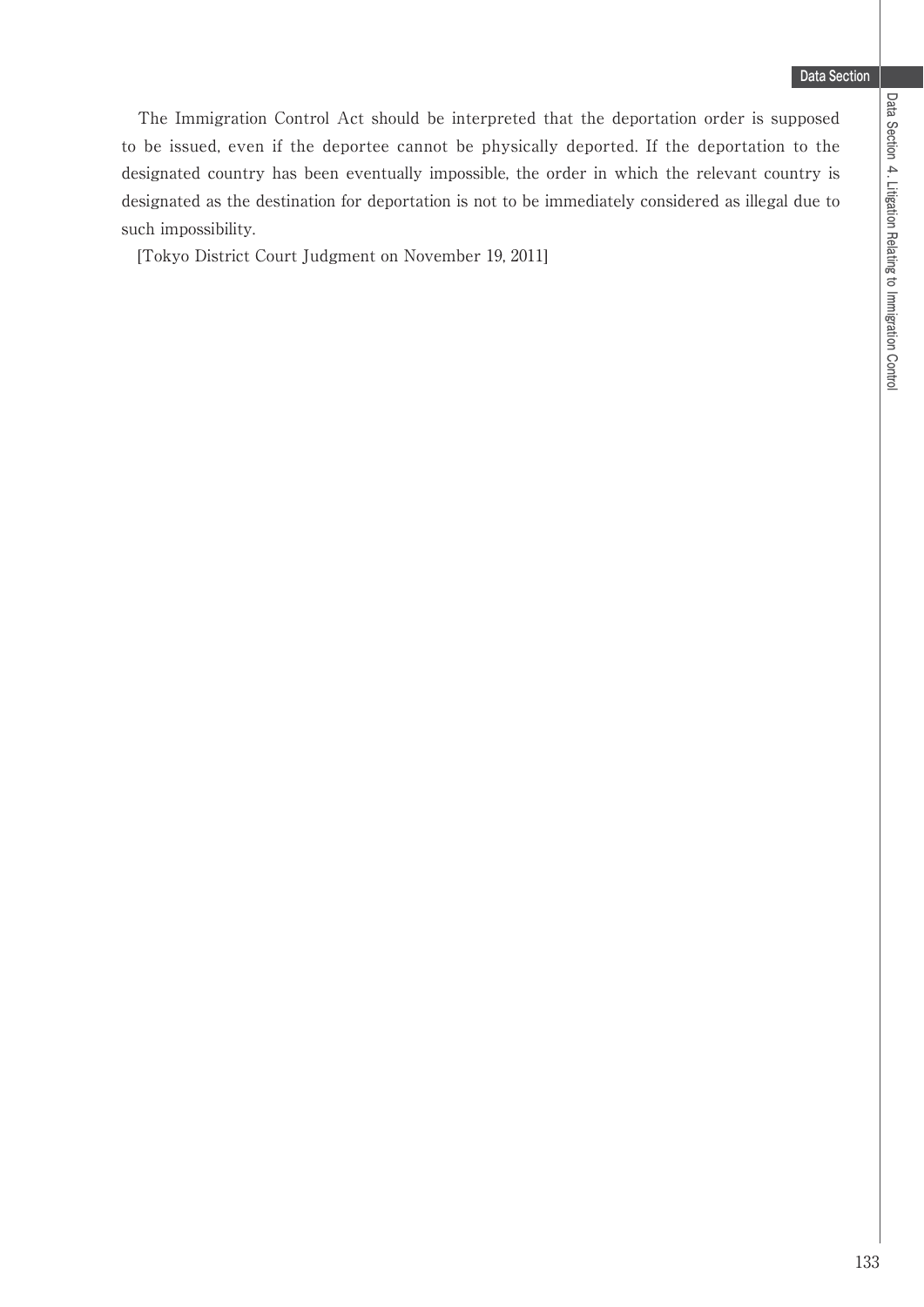The Immigration Control Act should be interpreted that the deportation order is supposed to be issued, even if the deportee cannot be physically deported. If the deportation to the designated country has been eventually impossible, the order in which the relevant country is designated as the destination for deportation is not to be immediately considered as illegal due to such impossibility.

[Tokyo District Court Judgment on November 19, 2011]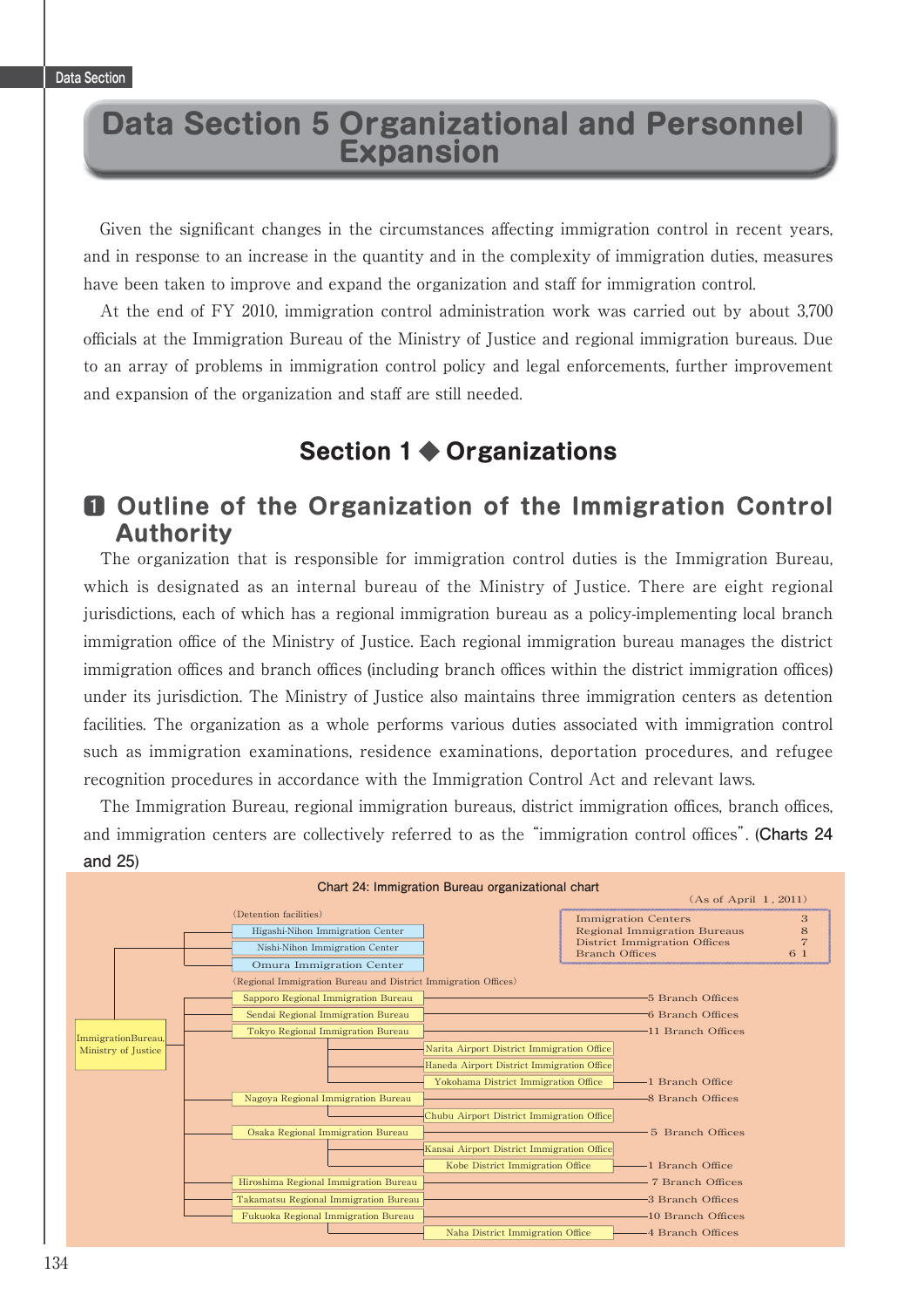# Data Section 5 Organizational and Personnel Expansion

Given the significant changes in the circumstances affecting immigration control in recent years, and in response to an increase in the quantity and in the complexity of immigration duties, measures have been taken to improve and expand the organization and staff for immigration control.

At the end of FY 2010, immigration control administration work was carried out by about 3,700 officials at the Immigration Bureau of the Ministry of Justice and regional immigration bureaus. Due to an array of problems in immigration control policy and legal enforcements, further improvement and expansion of the organization and staff are still needed.

## Section 1 ◆ Organizations

### 1 Outline of the Organization of the Immigration Control Authority

The organization that is responsible for immigration control duties is the Immigration Bureau, which is designated as an internal bureau of the Ministry of Justice. There are eight regional jurisdictions, each of which has a regional immigration bureau as a policy-implementing local branch immigration office of the Ministry of Justice. Each regional immigration bureau manages the district immigration offices and branch offices (including branch offices within the district immigration offices) under its jurisdiction. The Ministry of Justice also maintains three immigration centers as detention facilities. The organization as a whole performs various duties associated with immigration control such as immigration examinations, residence examinations, deportation procedures, and refugee recognition procedures in accordance with the Immigration Control Act and relevant laws.

The Immigration Bureau, regional immigration bureaus, district immigration offices, branch offices, and immigration centers are collectively referred to as the "immigration control offices". (**Charts 24 and 25**)

**Chart 24: Immigration Bureau organizational chart**

(As of April 1, 2011)

| Office type | Number |
|---|---|
| Immigration Centers | 3 |
| Regional Immigration Bureaus | 8 |
| District Immigration Offices | 7 |
| Branch Offices | 61 |

Immigration Bureau, Ministry of Justice

- (Detention facilities)
  - Higashi-Nihon Immigration Center
  - Nishi-Nihon Immigration Center
  - Omura Immigration Center
- (Regional Immigration Bureau and District Immigration Offices)
  - Sapporo Regional Immigration Bureau — 5 Branch Offices
  - Sendai Regional Immigration Bureau — 6 Branch Offices
  - Tokyo Regional Immigration Bureau — 11 Branch Offices
    - Narita Airport District Immigration Office
    - Haneda Airport District Immigration Office
    - Yokohama District Immigration Office — 1 Branch Office
  - Nagoya Regional Immigration Bureau — 8 Branch Offices
    - Chubu Airport District Immigration Office
  - Osaka Regional Immigration Bureau — 5 Branch Offices
    - Kansai Airport District Immigration Office
    - Kobe District Immigration Office — 1 Branch Office
  - Hiroshima Regional Immigration Bureau — 7 Branch Offices
  - Takamatsu Regional Immigration Bureau — 3 Branch Offices
  - Fukuoka Regional Immigration Bureau — 10 Branch Offices
    - Naha District Immigration Office — 4 Branch Offices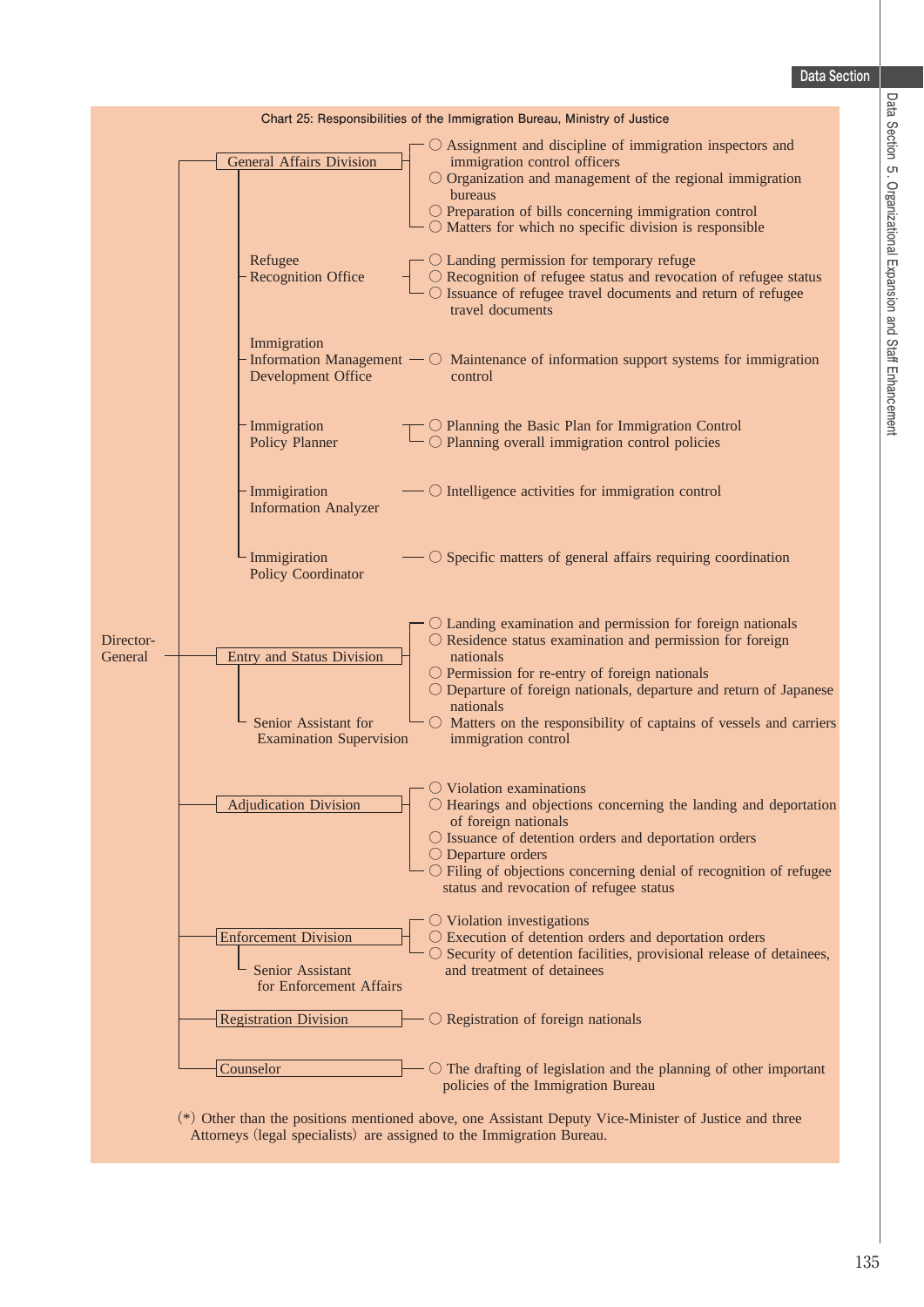Chart 25: Responsibilities of the Immigration Bureau, Ministry of Justice

**Director-General**

- **General Affairs Division**
  - ○ Assignment and discipline of immigration inspectors and immigration control officers
  - ○ Organization and management of the regional immigration bureaus
  - ○ Preparation of bills concerning immigration control
  - ○ Matters for which no specific division is responsible
  - **Refugee Recognition Office**
    - ○ Landing permission for temporary refuge
    - ○ Recognition of refugee status and revocation of refugee status
    - ○ Issuance of refugee travel documents and return of refugee travel documents
  - **Immigration Information Management Development Office**
    - ○ Maintenance of information support systems for immigration control
  - **Immigration Policy Planner**
    - ○ Planning the Basic Plan for Immigration Control
    - ○ Planning overall immigration control policies
  - **Immigiration Information Analyzer**
    - ○ Intelligence activities for immigration control
  - **Immigiration Policy Coordinator**
    - ○ Specific matters of general affairs requiring coordination
- **Entry and Status Division**
  - ○ Landing examination and permission for foreign nationals
  - ○ Residence status examination and permission for foreign nationals
  - ○ Permission for re-entry of foreign nationals
  - ○ Departure of foreign nationals, departure and return of Japanese nationals
  - ○ Matters on the responsibility of captains of vessels and carriers immigration control
  - **Senior Assistant for Examination Supervision**
- **Adjudication Division**
  - ○ Violation examinations
  - ○ Hearings and objections concerning the landing and deportation of foreign nationals
  - ○ Issuance of detention orders and deportation orders
  - ○ Departure orders
  - ○ Filing of objections concerning denial of recognition of refugee status and revocation of refugee status
- **Enforcement Division**
  - ○ Violation investigations
  - ○ Execution of detention orders and deportation orders
  - ○ Security of detention facilities, provisional release of detainees, and treatment of detainees
  - **Senior Assistant for Enforcement Affairs**
- **Registration Division**
  - ○ Registration of foreign nationals
- **Counselor**
  - ○ The drafting of legislation and the planning of other important policies of the Immigration Bureau

(*) Other than the positions mentioned above, one Assistant Deputy Vice-Minister of Justice and three Attorneys (legal specialists) are assigned to the Immigration Bureau.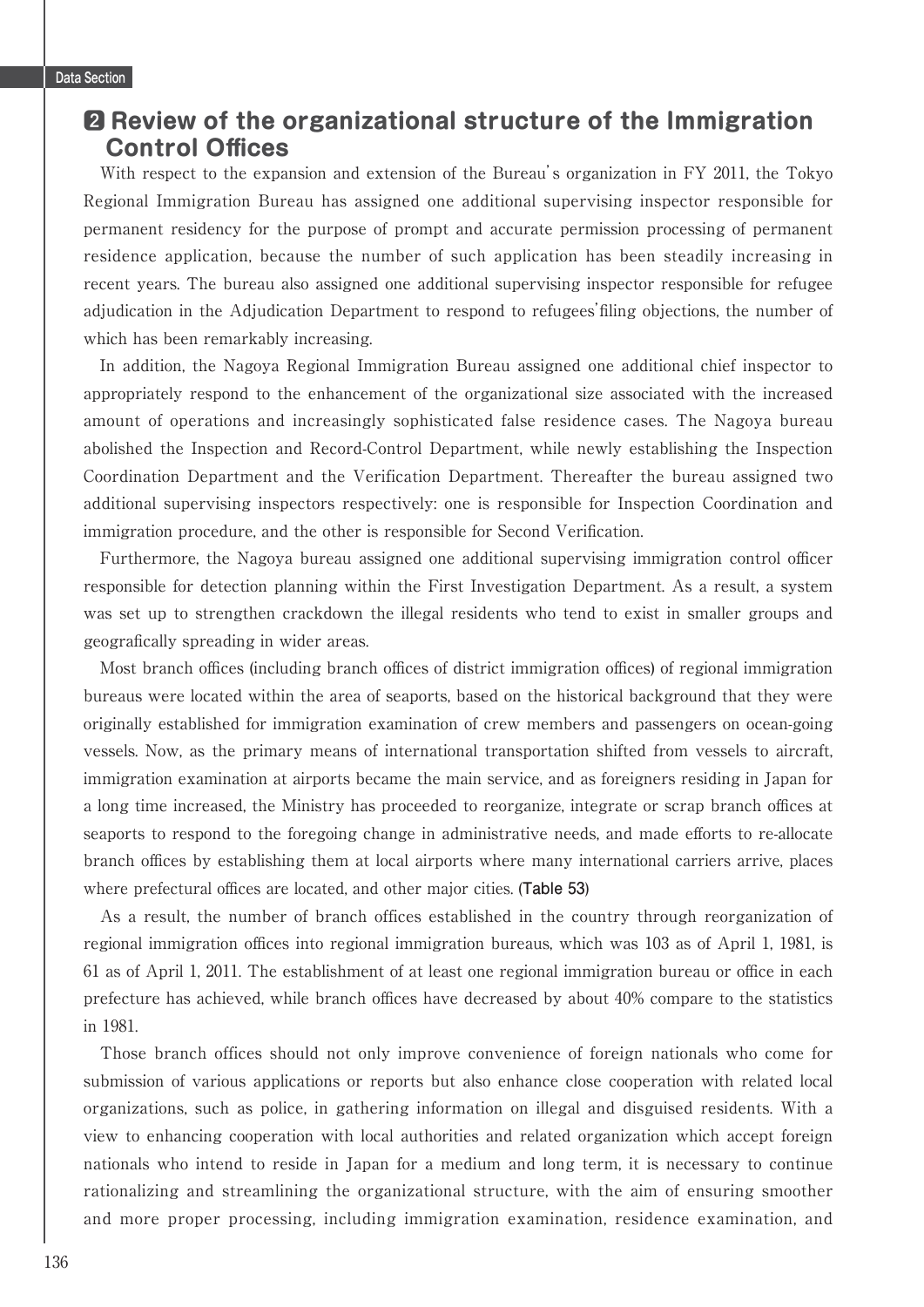## ❷ Review of the organizational structure of the Immigration Control Offices

With respect to the expansion and extension of the Bureau's organization in FY 2011, the Tokyo Regional Immigration Bureau has assigned one additional supervising inspector responsible for permanent residency for the purpose of prompt and accurate permission processing of permanent residence application, because the number of such application has been steadily increasing in recent years. The bureau also assigned one additional supervising inspector responsible for refugee adjudication in the Adjudication Department to respond to refugees'filing objections, the number of which has been remarkably increasing.

In addition, the Nagoya Regional Immigration Bureau assigned one additional chief inspector to appropriately respond to the enhancement of the organizational size associated with the increased amount of operations and increasingly sophisticated false residence cases. The Nagoya bureau abolished the Inspection and Record-Control Department, while newly establishing the Inspection Coordination Department and the Verification Department. Thereafter the bureau assigned two additional supervising inspectors respectively: one is responsible for Inspection Coordination and immigration procedure, and the other is responsible for Second Verification.

Furthermore, the Nagoya bureau assigned one additional supervising immigration control officer responsible for detection planning within the First Investigation Department. As a result, a system was set up to strengthen crackdown the illegal residents who tend to exist in smaller groups and geografically spreading in wider areas.

Most branch offices (including branch offices of district immigration offices) of regional immigration bureaus were located within the area of seaports, based on the historical background that they were originally established for immigration examination of crew members and passengers on ocean-going vessels. Now, as the primary means of international transportation shifted from vessels to aircraft, immigration examination at airports became the main service, and as foreigners residing in Japan for a long time increased, the Ministry has proceeded to reorganize, integrate or scrap branch offices at seaports to respond to the foregoing change in administrative needs, and made efforts to re-allocate branch offices by establishing them at local airports where many international carriers arrive, places where prefectural offices are located, and other major cities. (**Table 53**)

As a result, the number of branch offices established in the country through reorganization of regional immigration offices into regional immigration bureaus, which was 103 as of April 1, 1981, is 61 as of April 1, 2011. The establishment of at least one regional immigration bureau or office in each prefecture has achieved, while branch offices have decreased by about 40% compare to the statistics in 1981.

Those branch offices should not only improve convenience of foreign nationals who come for submission of various applications or reports but also enhance close cooperation with related local organizations, such as police, in gathering information on illegal and disguised residents. With a view to enhancing cooperation with local authorities and related organization which accept foreign nationals who intend to reside in Japan for a medium and long term, it is necessary to continue rationalizing and streamlining the organizational structure, with the aim of ensuring smoother and more proper processing, including immigration examination, residence examination, and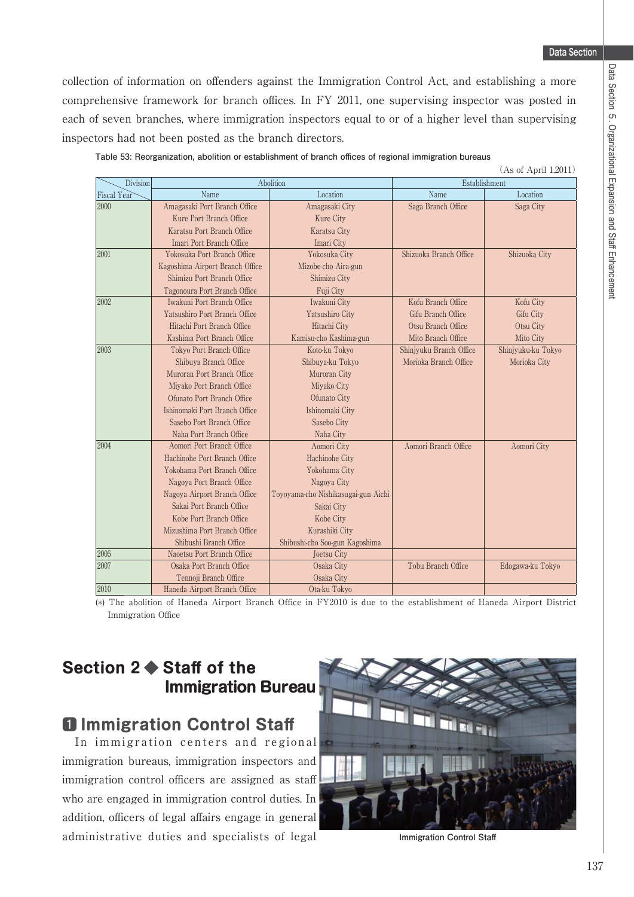collection of information on offenders against the Immigration Control Act, and establishing a more comprehensive framework for branch offices. In FY 2011, one supervising inspector was posted in each of seven branches, where immigration inspectors equal to or of a higher level than supervising inspectors had not been posted as the branch directors.

**Table 53: Reorganization, abolition or establishment of branch offices of regional immigration bureaus**

(As of April 1,2011)

| Division / Fiscal Year | Abolition | | Establishment | |
|---|---|---|---|---|
| | Name | Location | Name | Location |
| 2000 | Amagasaki Port Branch Office | Amagasaki City | Saga Branch Office | Saga City |
| | Kure Port Branch Office | Kure City | | |
| | Karatsu Port Branch Office | Karatsu City | | |
| | Imari Port Branch Office | Imari City | | |
| 2001 | Yokosuka Port Branch Office | Yokosuka City | Shizuoka Branch Office | Shizuoka City |
| | Kagoshima Airport Branch Office | Mizobe-cho Aira-gun | | |
| | Shimizu Port Branch Office | Shimizu City | | |
| | Tagonoura Port Branch Office | Fuji City | | |
| 2002 | Iwakuni Port Branch Office | Iwakuni City | Kofu Branch Office | Kofu City |
| | Yatsushiro Port Branch Office | Yatsushiro City | Gifu Branch Office | Gifu City |
| | Hitachi Port Branch Office | Hitachi City | Otsu Branch Office | Otsu City |
| | Kashima Port Branch Office | Kamisu-cho Kashima-gun | Mito Branch Office | Mito City |
| 2003 | Tokyo Port Branch Office | Koto-ku Tokyo | Shinjyuku Branch Office | Shinjyuku-ku Tokyo |
| | Shibuya Branch Office | Shibuya-ku Tokyo | Morioka Branch Office | Morioka City |
| | Muroran Port Branch Office | Muroran City | | |
| | Miyako Port Branch Office | Miyako City | | |
| | Ofunato Port Branch Office | Ofunato City | | |
| | Ishinomaki Port Branch Office | Ishinomaki City | | |
| | Sasebo Port Branch Office | Sasebo City | | |
| | Naha Port Branch Office | Naha City | | |
| 2004 | Aomori Port Branch Office | Aomori City | Aomori Branch Office | Aomori City |
| | Hachinohe Port Branch Office | Hachinohe City | | |
| | Yokohama Port Branch Office | Yokohama City | | |
| | Nagoya Port Branch Office | Nagoya City | | |
| | Nagoya Airport Branch Office | Toyoyama-cho Nishikasugai-gun Aichi | | |
| | Sakai Port Branch Office | Sakai City | | |
| | Kobe Port Branch Office | Kobe City | | |
| | Mizushima Port Branch Office | Kurashiki City | | |
| | Shibushi Branch Office | Shibushi-cho Soo-gun Kagoshima | | |
| 2005 | Naoetsu Port Branch Office | Joetsu City | | |
| 2007 | Osaka Port Branch Office | Osaka City | Tobu Branch Office | Edogawa-ku Tokyo |
| | Tennoji Branch Office | Osaka City | | |
| 2010 | Haneda Airport Branch Office | Ota-ku Tokyo | | |

(*) The abolition of Haneda Airport Branch Office in FY2010 is due to the establishment of Haneda Airport District Immigration Office

## Section 2 ◆ Staff of the Immigration Bureau

### ❶ Immigration Control Staff

In immigration centers and regional immigration bureaus, immigration inspectors and immigration control officers are assigned as staff who are engaged in immigration control duties. In addition, officers of legal affairs engage in general administrative duties and specialists of legal

Immigration Control Staff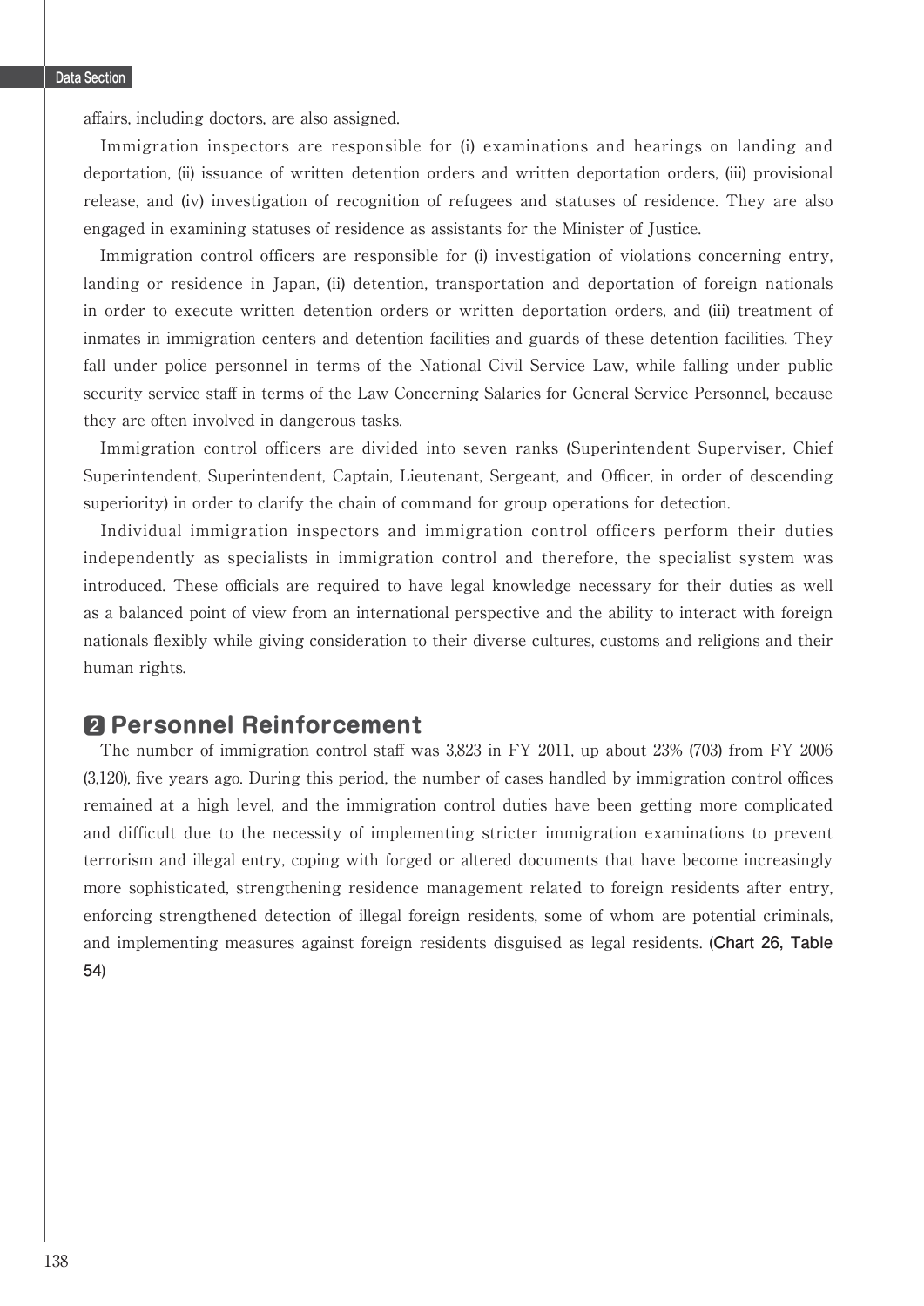affairs, including doctors, are also assigned.

Immigration inspectors are responsible for (i) examinations and hearings on landing and deportation, (ii) issuance of written detention orders and written deportation orders, (iii) provisional release, and (iv) investigation of recognition of refugees and statuses of residence. They are also engaged in examining statuses of residence as assistants for the Minister of Justice.

Immigration control officers are responsible for (i) investigation of violations concerning entry, landing or residence in Japan, (ii) detention, transportation and deportation of foreign nationals in order to execute written detention orders or written deportation orders, and (iii) treatment of inmates in immigration centers and detention facilities and guards of these detention facilities. They fall under police personnel in terms of the National Civil Service Law, while falling under public security service staff in terms of the Law Concerning Salaries for General Service Personnel, because they are often involved in dangerous tasks.

Immigration control officers are divided into seven ranks (Superintendent Superviser, Chief Superintendent, Superintendent, Captain, Lieutenant, Sergeant, and Officer, in order of descending superiority) in order to clarify the chain of command for group operations for detection.

Individual immigration inspectors and immigration control officers perform their duties independently as specialists in immigration control and therefore, the specialist system was introduced. These officials are required to have legal knowledge necessary for their duties as well as a balanced point of view from an international perspective and the ability to interact with foreign nationals flexibly while giving consideration to their diverse cultures, customs and religions and their human rights.

## 2 Personnel Reinforcement

The number of immigration control staff was 3,823 in FY 2011, up about 23% (703) from FY 2006 (3,120), five years ago. During this period, the number of cases handled by immigration control offices remained at a high level, and the immigration control duties have been getting more complicated and difficult due to the necessity of implementing stricter immigration examinations to prevent terrorism and illegal entry, coping with forged or altered documents that have become increasingly more sophisticated, strengthening residence management related to foreign residents after entry, enforcing strengthened detection of illegal foreign residents, some of whom are potential criminals, and implementing measures against foreign residents disguised as legal residents. (**Chart 26, Table 54**)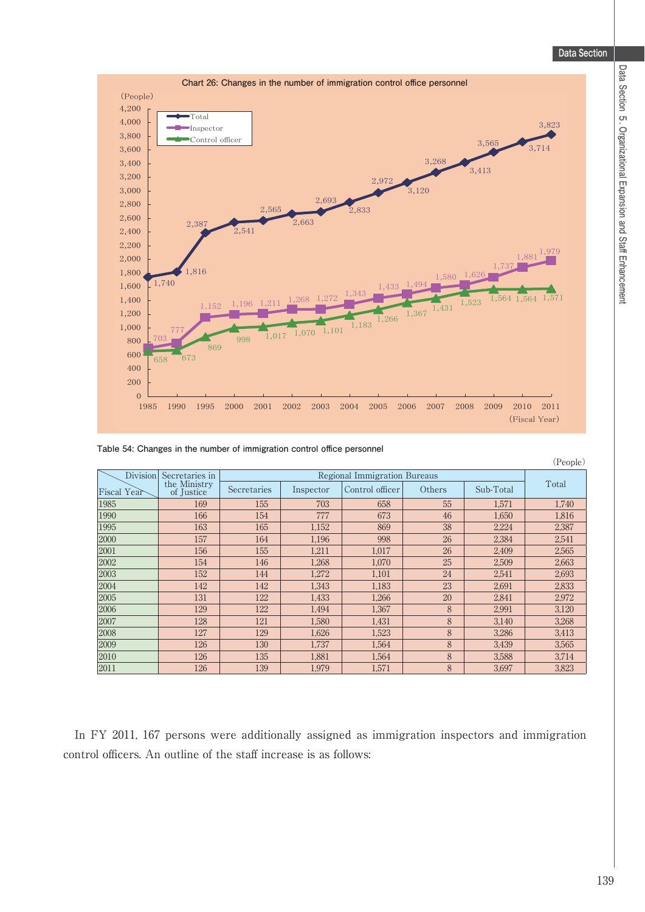**Chart 26: Changes in the number of immigration control office personnel**

(People)

| Fiscal Year | Total | Inspector | Control officer |
|---|---|---|---|
| 1985 | 1,740 | 703 | 658 |
| 1990 | 1,816 | 777 | 673 |
| 1995 | 2,387 | 1,152 | 869 |
| 2000 | 2,541 | 1,196 | 998 |
| 2001 | 2,565 | 1,211 | 1,017 |
| 2002 | 2,663 | 1,268 | 1,070 |
| 2003 | 2,693 | 1,272 | 1,101 |
| 2004 | 2,833 | 1,343 | 1,183 |
| 2005 | 2,972 | 1,433 | 1,266 |
| 2006 | 3,120 | 1,494 | 1,367 |
| 2007 | 3,268 | 1,580 | 1,431 |
| 2008 | 3,413 | 1,626 | 1,523 |
| 2009 | 3,565 | 1,737 | 1,564 |
| 2010 | 3,714 | 1,881 | 1,564 |
| 2011 | 3,823 | 1,979 | 1,571 |

**Table 54: Changes in the number of immigration control office personnel**

(People)

| Division / Fiscal Year | Secretaries in the Ministry of Justice | Regional Immigration Bureaus | | | | | Total |
|---|---|---|---|---|---|---|---|
| | | Secretaries | Inspector | Control officer | Others | Sub-Total | |
| 1985 | 169 | 155 | 703 | 658 | 55 | 1,571 | 1,740 |
| 1990 | 166 | 154 | 777 | 673 | 46 | 1,650 | 1,816 |
| 1995 | 163 | 165 | 1,152 | 869 | 38 | 2,224 | 2,387 |
| 2000 | 157 | 164 | 1,196 | 998 | 26 | 2,384 | 2,541 |
| 2001 | 156 | 155 | 1,211 | 1,017 | 26 | 2,409 | 2,565 |
| 2002 | 154 | 146 | 1,268 | 1,070 | 25 | 2,509 | 2,663 |
| 2003 | 152 | 144 | 1,272 | 1,101 | 24 | 2,541 | 2,693 |
| 2004 | 142 | 142 | 1,343 | 1,183 | 23 | 2,691 | 2,833 |
| 2005 | 131 | 122 | 1,433 | 1,266 | 20 | 2,841 | 2,972 |
| 2006 | 129 | 122 | 1,494 | 1,367 | 8 | 2,991 | 3,120 |
| 2007 | 128 | 121 | 1,580 | 1,431 | 8 | 3,140 | 3,268 |
| 2008 | 127 | 129 | 1,626 | 1,523 | 8 | 3,286 | 3,413 |
| 2009 | 126 | 130 | 1,737 | 1,564 | 8 | 3,439 | 3,565 |
| 2010 | 126 | 135 | 1,881 | 1,564 | 8 | 3,588 | 3,714 |
| 2011 | 126 | 139 | 1,979 | 1,571 | 8 | 3,697 | 3,823 |

In FY 2011, 167 persons were additionally assigned as immigration inspectors and immigration control officers. An outline of the staff increase is as follows: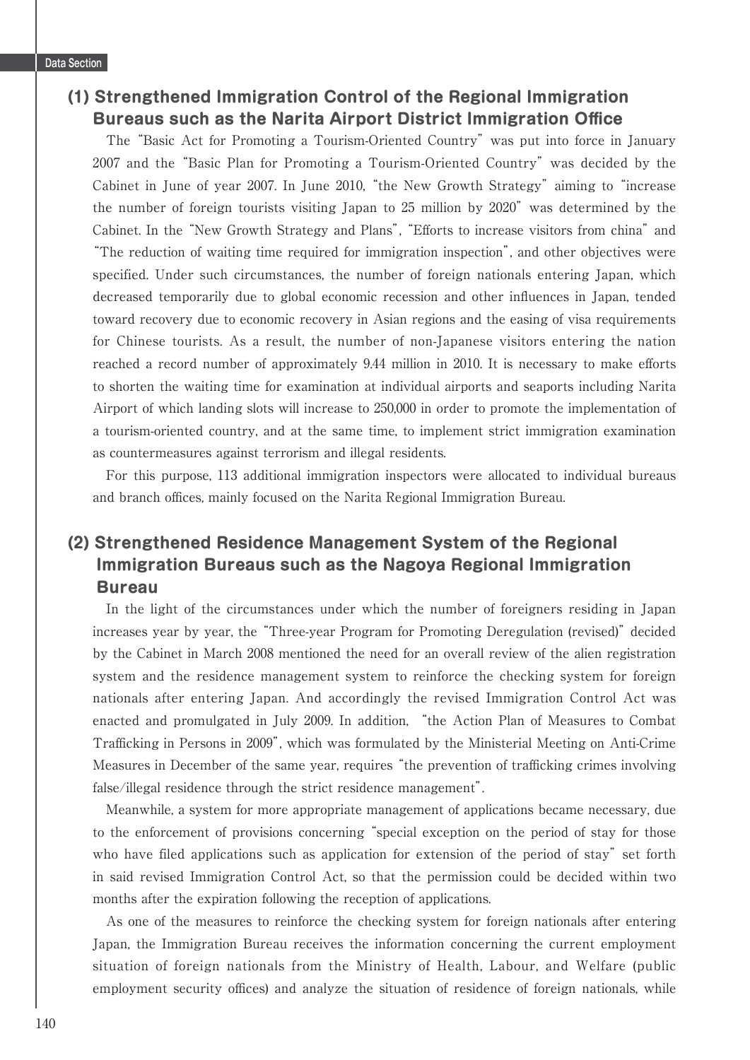### (1) Strengthened Immigration Control of the Regional Immigration Bureaus such as the Narita Airport District Immigration Office

The "Basic Act for Promoting a Tourism-Oriented Country" was put into force in January 2007 and the "Basic Plan for Promoting a Tourism-Oriented Country" was decided by the Cabinet in June of year 2007. In June 2010, "the New Growth Strategy" aiming to "increase the number of foreign tourists visiting Japan to 25 million by 2020" was determined by the Cabinet. In the "New Growth Strategy and Plans", "Efforts to increase visitors from china" and "The reduction of waiting time required for immigration inspection", and other objectives were specified. Under such circumstances, the number of foreign nationals entering Japan, which decreased temporarily due to global economic recession and other influences in Japan, tended toward recovery due to economic recovery in Asian regions and the easing of visa requirements for Chinese tourists. As a result, the number of non-Japanese visitors entering the nation reached a record number of approximately 9.44 million in 2010. It is necessary to make efforts to shorten the waiting time for examination at individual airports and seaports including Narita Airport of which landing slots will increase to 250,000 in order to promote the implementation of a tourism-oriented country, and at the same time, to implement strict immigration examination as countermeasures against terrorism and illegal residents.

For this purpose, 113 additional immigration inspectors were allocated to individual bureaus and branch offices, mainly focused on the Narita Regional Immigration Bureau.

### (2) Strengthened Residence Management System of the Regional Immigration Bureaus such as the Nagoya Regional Immigration Bureau

In the light of the circumstances under which the number of foreigners residing in Japan increases year by year, the "Three-year Program for Promoting Deregulation (revised)" decided by the Cabinet in March 2008 mentioned the need for an overall review of the alien registration system and the residence management system to reinforce the checking system for foreign nationals after entering Japan. And accordingly the revised Immigration Control Act was enacted and promulgated in July 2009. In addition, "the Action Plan of Measures to Combat Trafficking in Persons in 2009", which was formulated by the Ministerial Meeting on Anti-Crime Measures in December of the same year, requires "the prevention of trafficking crimes involving false/illegal residence through the strict residence management".

Meanwhile, a system for more appropriate management of applications became necessary, due to the enforcement of provisions concerning "special exception on the period of stay for those who have filed applications such as application for extension of the period of stay" set forth in said revised Immigration Control Act, so that the permission could be decided within two months after the expiration following the reception of applications.

As one of the measures to reinforce the checking system for foreign nationals after entering Japan, the Immigration Bureau receives the information concerning the current employment situation of foreign nationals from the Ministry of Health, Labour, and Welfare (public employment security offices) and analyze the situation of residence of foreign nationals, while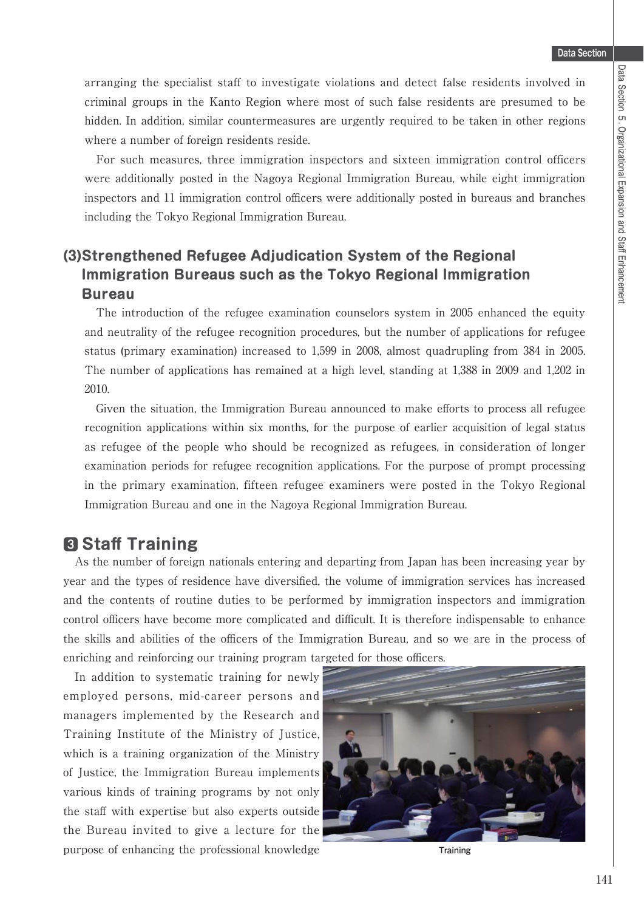arranging the specialist staff to investigate violations and detect false residents involved in criminal groups in the Kanto Region where most of such false residents are presumed to be hidden. In addition, similar countermeasures are urgently required to be taken in other regions where a number of foreign residents reside.

For such measures, three immigration inspectors and sixteen immigration control officers were additionally posted in the Nagoya Regional Immigration Bureau, while eight immigration inspectors and 11 immigration control officers were additionally posted in bureaus and branches including the Tokyo Regional Immigration Bureau.

### (3)Strengthened Refugee Adjudication System of the Regional Immigration Bureaus such as the Tokyo Regional Immigration Bureau

The introduction of the refugee examination counselors system in 2005 enhanced the equity and neutrality of the refugee recognition procedures, but the number of applications for refugee status (primary examination) increased to 1,599 in 2008, almost quadrupling from 384 in 2005. The number of applications has remained at a high level, standing at 1,388 in 2009 and 1,202 in 2010.

Given the situation, the Immigration Bureau announced to make efforts to process all refugee recognition applications within six months, for the purpose of earlier acquisition of legal status as refugee of the people who should be recognized as refugees, in consideration of longer examination periods for refugee recognition applications. For the purpose of prompt processing in the primary examination, fifteen refugee examiners were posted in the Tokyo Regional Immigration Bureau and one in the Nagoya Regional Immigration Bureau.

## 3 Staff Training

As the number of foreign nationals entering and departing from Japan has been increasing year by year and the types of residence have diversified, the volume of immigration services has increased and the contents of routine duties to be performed by immigration inspectors and immigration control officers have become more complicated and difficult. It is therefore indispensable to enhance the skills and abilities of the officers of the Immigration Bureau, and so we are in the process of enriching and reinforcing our training program targeted for those officers.

In addition to systematic training for newly employed persons, mid-career persons and managers implemented by the Research and Training Institute of the Ministry of Justice, which is a training organization of the Ministry of Justice, the Immigration Bureau implements various kinds of training programs by not only the staff with expertise but also experts outside the Bureau invited to give a lecture for the purpose of enhancing the professional knowledge

Training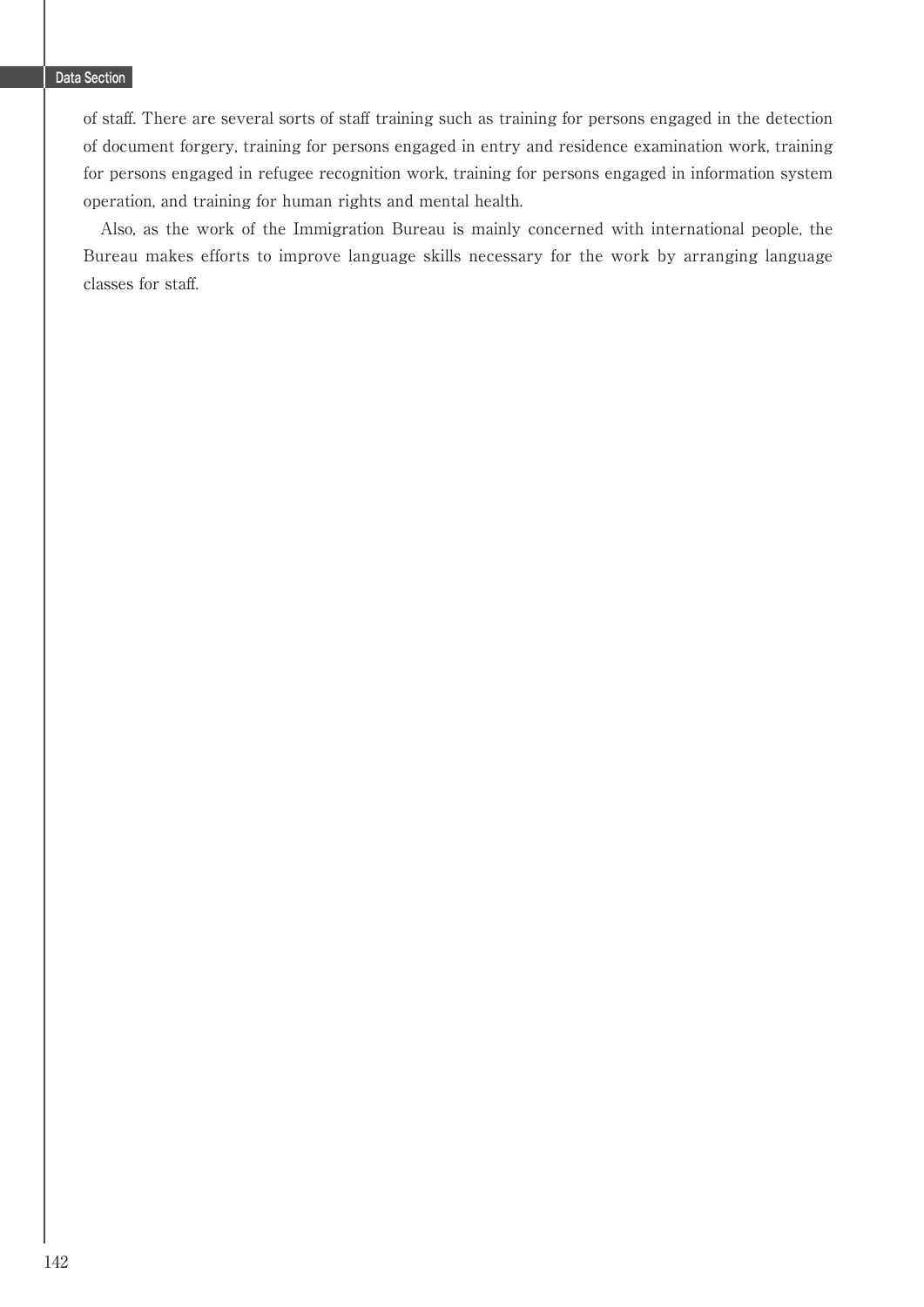of staff. There are several sorts of staff training such as training for persons engaged in the detection of document forgery, training for persons engaged in entry and residence examination work, training for persons engaged in refugee recognition work, training for persons engaged in information system operation, and training for human rights and mental health.

Also, as the work of the Immigration Bureau is mainly concerned with international people, the Bureau makes efforts to improve language skills necessary for the work by arranging language classes for staff.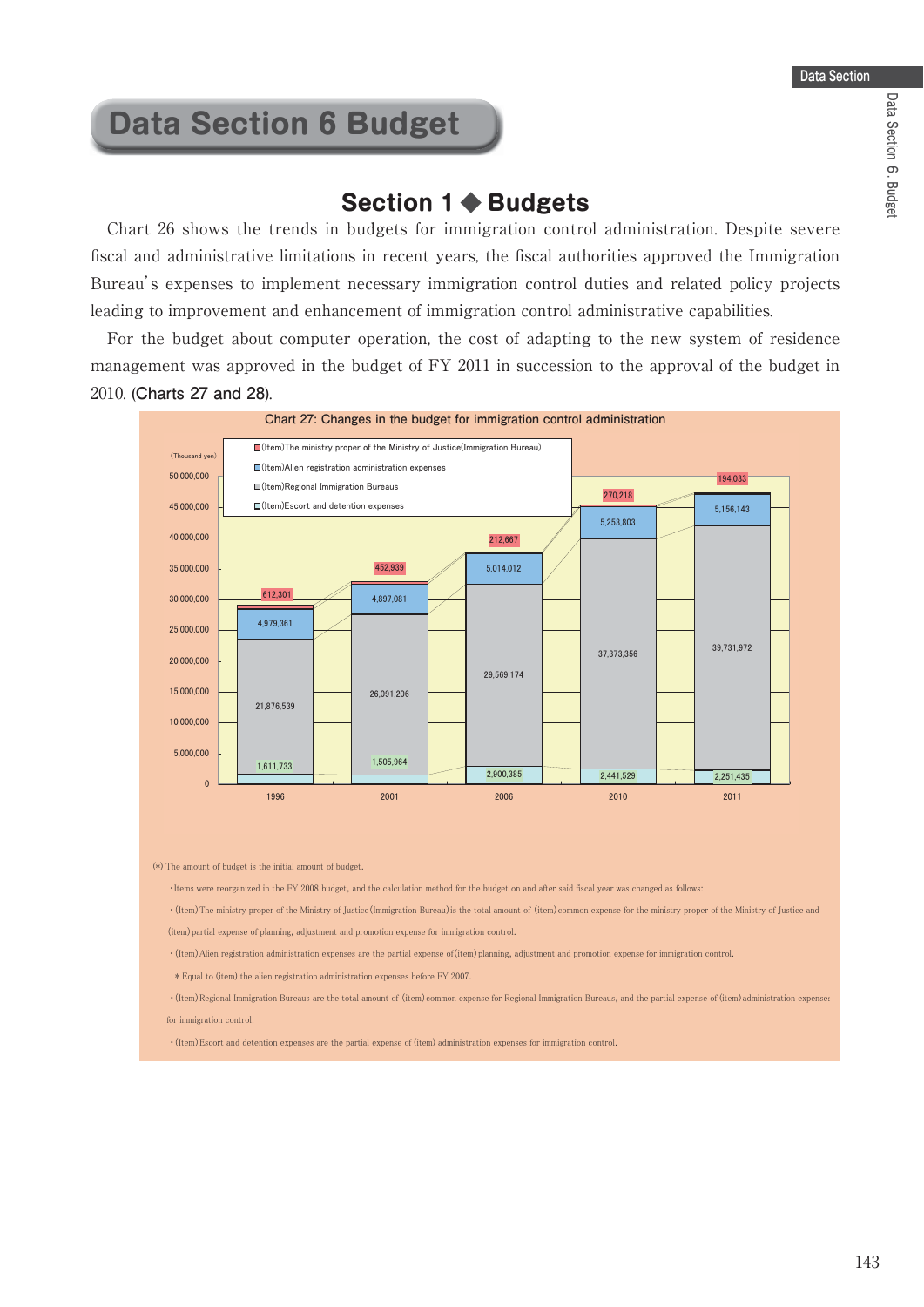# Data Section 6 Budget

## Section 1 ◆ Budgets

Chart 26 shows the trends in budgets for immigration control administration. Despite severe fiscal and administrative limitations in recent years, the fiscal authorities approved the Immigration Bureau's expenses to implement necessary immigration control duties and related policy projects leading to improvement and enhancement of immigration control administrative capabilities.

For the budget about computer operation, the cost of adapting to the new system of residence management was approved in the budget of FY 2011 in succession to the approval of the budget in 2010. (**Charts 27 and 28**).

**Chart 27: Changes in the budget for immigration control administration**

(Thousand yen)

| | 1996 | 2001 | 2006 | 2010 | 2011 |
|---|---|---|---|---|---|
| (Item)The ministry proper of the Ministry of Justice(Immigration Bureau) | 612,301 | 452,939 | 212,667 | 270,218 | 194,033 |
| (Item)Alien registration administration expenses | 4,979,361 | 4,897,081 | 5,014,012 | 5,253,803 | 5,156,143 |
| (Item)Regional Immigration Bureaus | 21,876,539 | 26,091,206 | 29,569,174 | 37,373,356 | 39,731,972 |
| (Item)Escort and detention expenses | 1,611,733 | 1,505,964 | 2,900,385 | 2,441,529 | 2,251,435 |

(*) The amount of budget is the initial amount of budget.

・Items were reorganized in the FY 2008 budget, and the calculation method for the budget on and after said fiscal year was changed as follows:

・(Item) The ministry proper of the Ministry of Justice (Immigration Bureau) is the total amount of (item) common expense for the ministry proper of the Ministry of Justice and (item) partial expense of planning, adjustment and promotion expense for immigration control.

・(Item) Alien registration administration expenses are the partial expense of (item) planning, adjustment and promotion expense for immigration control.

＊Equal to (item) the alien registration administration expenses before FY 2007.

・(Item) Regional Immigration Bureaus are the total amount of (item) common expense for Regional Immigration Bureaus, and the partial expense of (item) administration expenses for immigration control.

・(Item) Escort and detention expenses are the partial expense of (item) administration expenses for immigration control.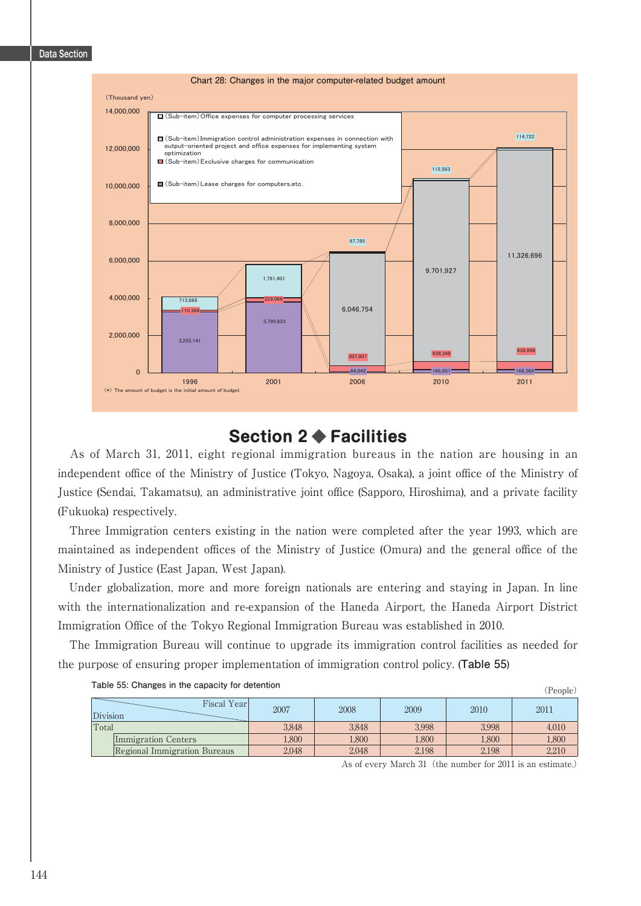Chart 28: Changes in the major computer-related budget amount

(Thousand yen)

| | 1996 | 2001 | 2006 | 2010 | 2011 |
|---|---|---|---|---|---|
| (Sub-item) Office expenses for computer processing services | | | 67,785 | 115,563 | 114,722 |
| (Sub-item) Immigration control administration expenses in connection with output-oriented project and office expenses for implementing system optimization | 713,668 | 1,781,401 | 6,046,754 | 9,701,927 | 11,326,696 |
| (Sub-item) Exclusive charges for communication | 110,384 | 229,066 | 307,907 | 438,348 | 438,896 |
| (Sub-item) Lease charges for computers,etc. | 3,255,141 | 3,799,833 | 64,042 | 166,851 | 168,269 |

(*) The amount of budget is the initial amount of budget.

## Section 2 ◆ Facilities

As of March 31, 2011, eight regional immigration bureaus in the nation are housing in an independent office of the Ministry of Justice (Tokyo, Nagoya, Osaka), a joint office of the Ministry of Justice (Sendai, Takamatsu), an administrative joint office (Sapporo, Hiroshima), and a private facility (Fukuoka) respectively.

Three Immigration centers existing in the nation were completed after the year 1993, which are maintained as independent offices of the Ministry of Justice (Omura) and the general office of the Ministry of Justice (East Japan, West Japan).

Under globalization, more and more foreign nationals are entering and staying in Japan. In line with the internationalization and re-expansion of the Haneda Airport, the Haneda Airport District Immigration Office of the Tokyo Regional Immigration Bureau was established in 2010.

The Immigration Bureau will continue to upgrade its immigration control facilities as needed for the purpose of ensuring proper implementation of immigration control policy. **(Table 55)**

Table 55: Changes in the capacity for detention

(People)

| Division \ Fiscal Year | 2007 | 2008 | 2009 | 2010 | 2011 |
|---|---|---|---|---|---|
| Total | 3,848 | 3,848 | 3,998 | 3,998 | 4,010 |
| Immigration Centers | 1,800 | 1,800 | 1,800 | 1,800 | 1,800 |
| Regional Immigration Bureaus | 2,048 | 2,048 | 2,198 | 2,198 | 2,210 |

As of every March 31 (the number for 2011 is an estimate.)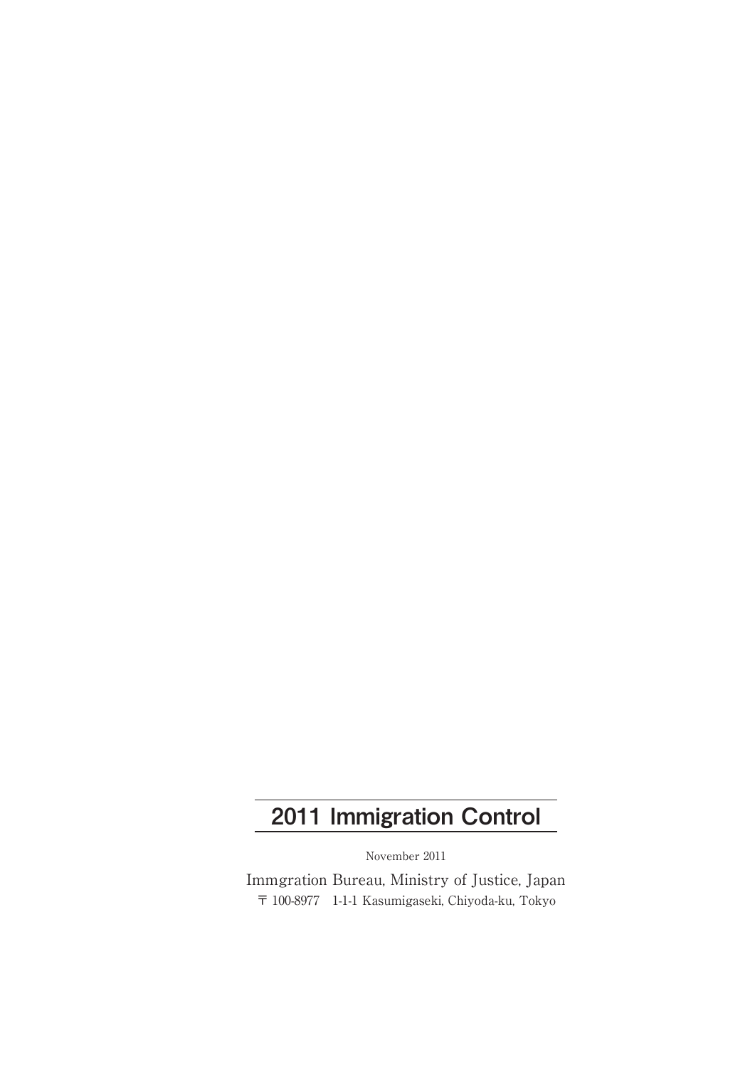# 2011 Immigration Control

November 2011

Immgration Bureau, Ministry of Justice, Japan

〒 100-8977　1-1-1 Kasumigaseki, Chiyoda-ku, Tokyo